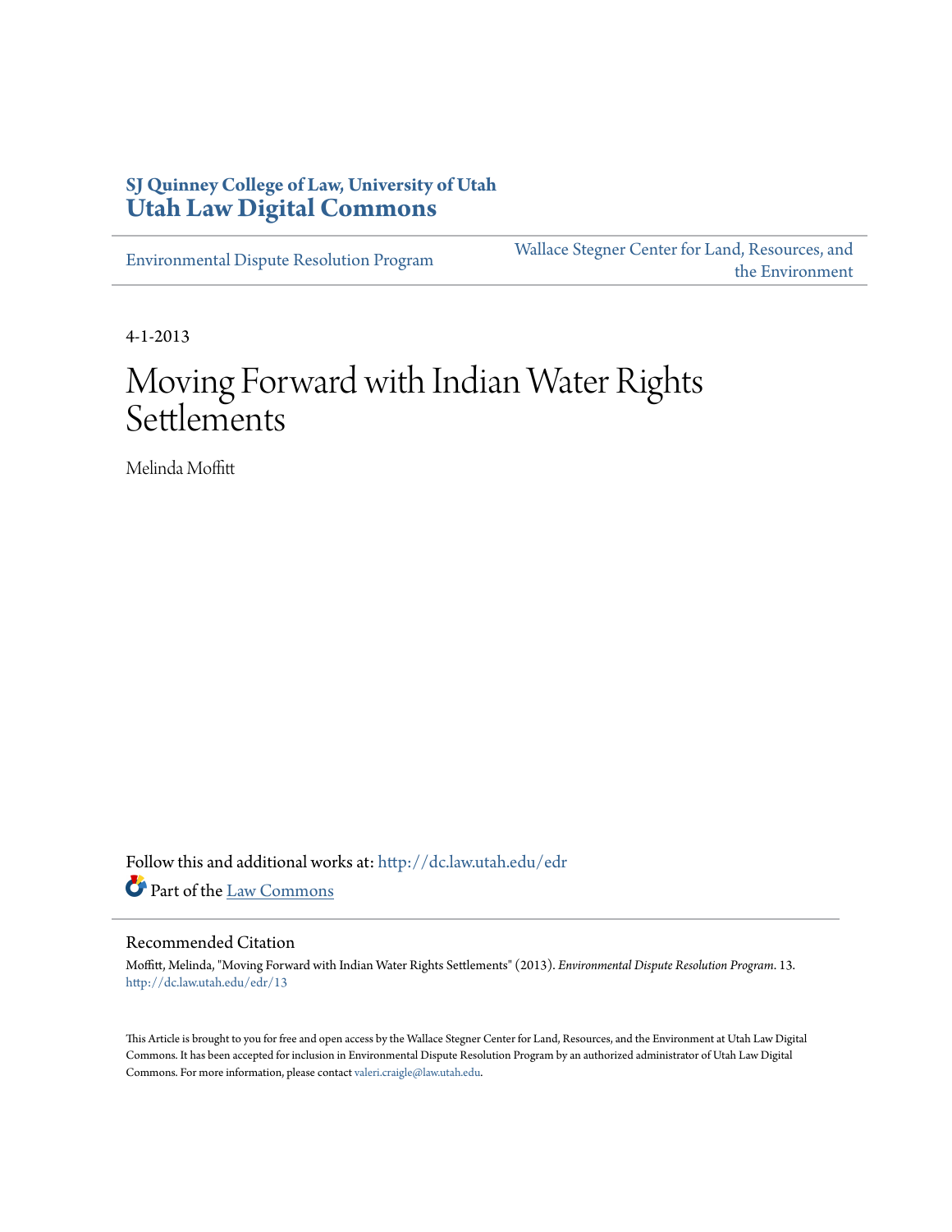SJ Quinney College of Law, University of Utah
**Utah Law Digital Commons**

Environmental Dispute Resolution Program | Wallace Stegner Center for Land, Resources, and the Environment

4-1-2013

# Moving Forward with Indian Water Rights Settlements

Melinda Moffitt

Follow this and additional works at: http://dc.law.utah.edu/edr

Part of the Law Commons

## Recommended Citation

Moffitt, Melinda, "Moving Forward with Indian Water Rights Settlements" (2013). *Environmental Dispute Resolution Program*. 13.
http://dc.law.utah.edu/edr/13

This Article is brought to you for free and open access by the Wallace Stegner Center for Land, Resources, and the Environment at Utah Law Digital Commons. It has been accepted for inclusion in Environmental Dispute Resolution Program by an authorized administrator of Utah Law Digital Commons. For more information, please contact valeri.craigle@law.utah.edu.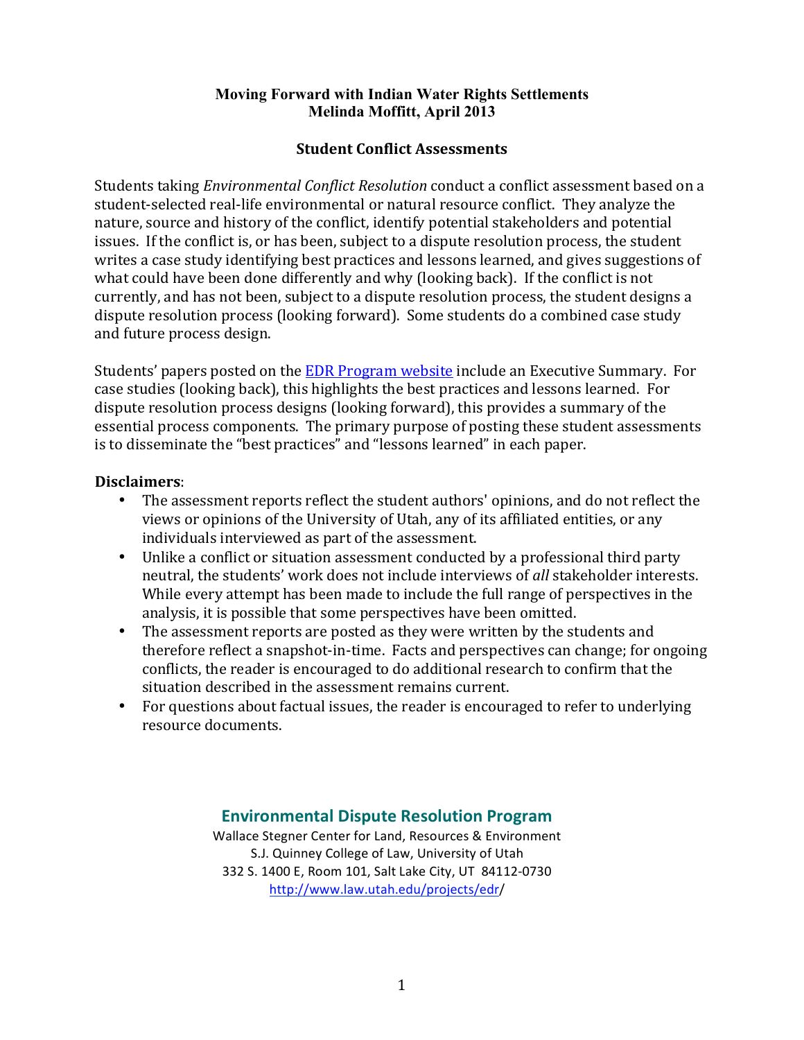**Moving Forward with Indian Water Rights Settlements**
**Melinda Moffitt, April 2013**

## Student Conflict Assessments

Students taking *Environmental Conflict Resolution* conduct a conflict assessment based on a student-selected real-life environmental or natural resource conflict. They analyze the nature, source and history of the conflict, identify potential stakeholders and potential issues. If the conflict is, or has been, subject to a dispute resolution process, the student writes a case study identifying best practices and lessons learned, and gives suggestions of what could have been done differently and why (looking back). If the conflict is not currently, and has not been, subject to a dispute resolution process, the student designs a dispute resolution process (looking forward). Some students do a combined case study and future process design.

Students' papers posted on the [EDR Program website](http://www.law.utah.edu/projects/edr/) include an Executive Summary. For case studies (looking back), this highlights the best practices and lessons learned. For dispute resolution process designs (looking forward), this provides a summary of the essential process components. The primary purpose of posting these student assessments is to disseminate the "best practices" and "lessons learned" in each paper.

**Disclaimers**:

- The assessment reports reflect the student authors' opinions, and do not reflect the views or opinions of the University of Utah, any of its affiliated entities, or any individuals interviewed as part of the assessment.
- Unlike a conflict or situation assessment conducted by a professional third party neutral, the students' work does not include interviews of *all* stakeholder interests. While every attempt has been made to include the full range of perspectives in the analysis, it is possible that some perspectives have been omitted.
- The assessment reports are posted as they were written by the students and therefore reflect a snapshot-in-time. Facts and perspectives can change; for ongoing conflicts, the reader is encouraged to do additional research to confirm that the situation described in the assessment remains current.
- For questions about factual issues, the reader is encouraged to refer to underlying resource documents.

**Environmental Dispute Resolution Program**
Wallace Stegner Center for Land, Resources & Environment
S.J. Quinney College of Law, University of Utah
332 S. 1400 E, Room 101, Salt Lake City, UT 84112-0730
http://www.law.utah.edu/projects/edr/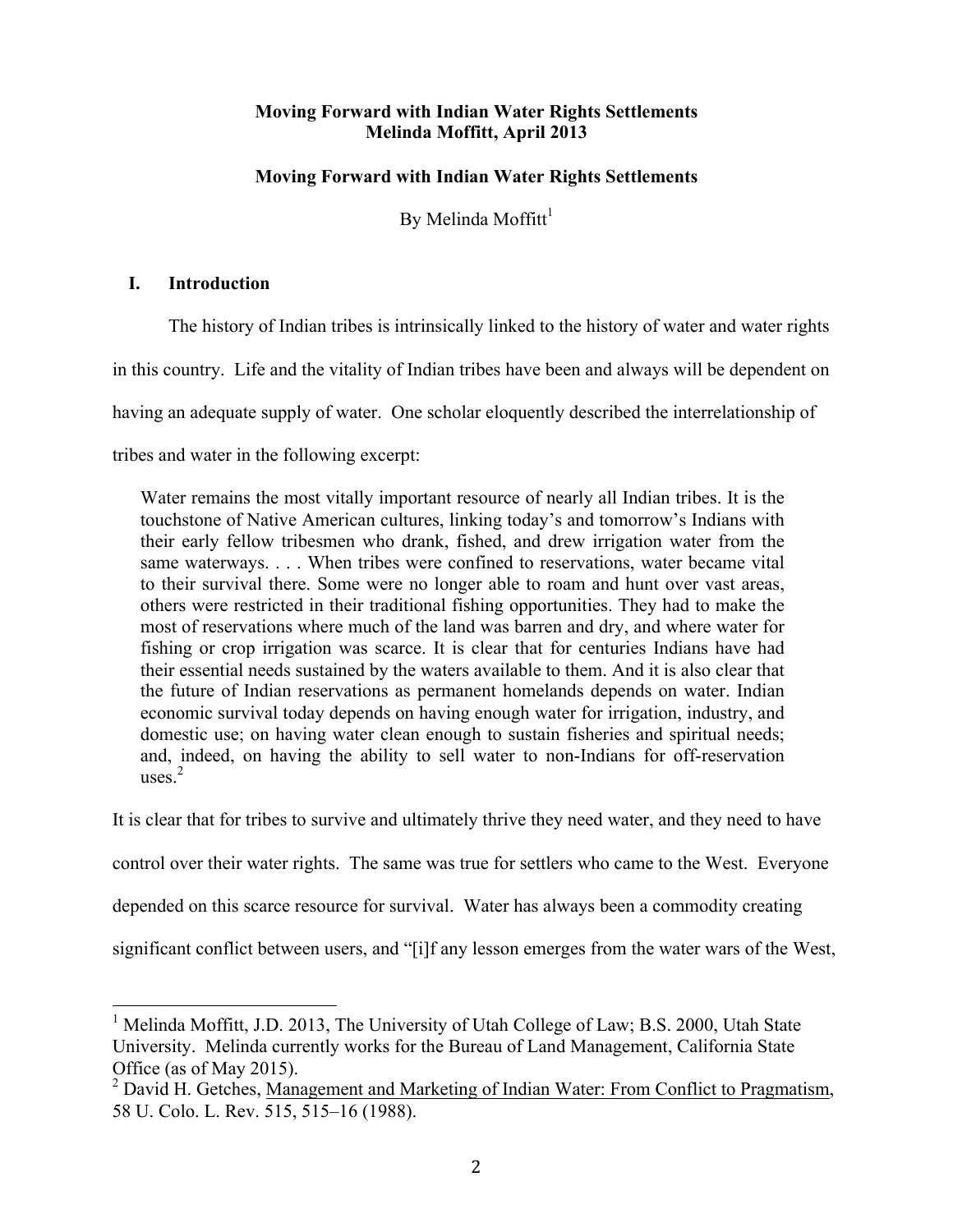**Moving Forward with Indian Water Rights Settlements**
**Melinda Moffitt, April 2013**

# Moving Forward with Indian Water Rights Settlements

By Melinda Moffitt[1]

## I. Introduction

The history of Indian tribes is intrinsically linked to the history of water and water rights in this country. Life and the vitality of Indian tribes have been and always will be dependent on having an adequate supply of water. One scholar eloquently described the interrelationship of tribes and water in the following excerpt:

> Water remains the most vitally important resource of nearly all Indian tribes. It is the touchstone of Native American cultures, linking today's and tomorrow's Indians with their early fellow tribesmen who drank, fished, and drew irrigation water from the same waterways. . . . When tribes were confined to reservations, water became vital to their survival there. Some were no longer able to roam and hunt over vast areas, others were restricted in their traditional fishing opportunities. They had to make the most of reservations where much of the land was barren and dry, and where water for fishing or crop irrigation was scarce. It is clear that for centuries Indians have had their essential needs sustained by the waters available to them. And it is also clear that the future of Indian reservations as permanent homelands depends on water. Indian economic survival today depends on having enough water for irrigation, industry, and domestic use; on having water clean enough to sustain fisheries and spiritual needs; and, indeed, on having the ability to sell water to non-Indians for off-reservation uses.[2]

It is clear that for tribes to survive and ultimately thrive they need water, and they need to have control over their water rights. The same was true for settlers who came to the West. Everyone depended on this scarce resource for survival. Water has always been a commodity creating significant conflict between users, and "[i]f any lesson emerges from the water wars of the West,

---

[1] Melinda Moffitt, J.D. 2013, The University of Utah College of Law; B.S. 2000, Utah State University. Melinda currently works for the Bureau of Land Management, California State Office (as of May 2015).

[2] David H. Getches, Management and Marketing of Indian Water: From Conflict to Pragmatism, 58 U. Colo. L. Rev. 515, 515–16 (1988).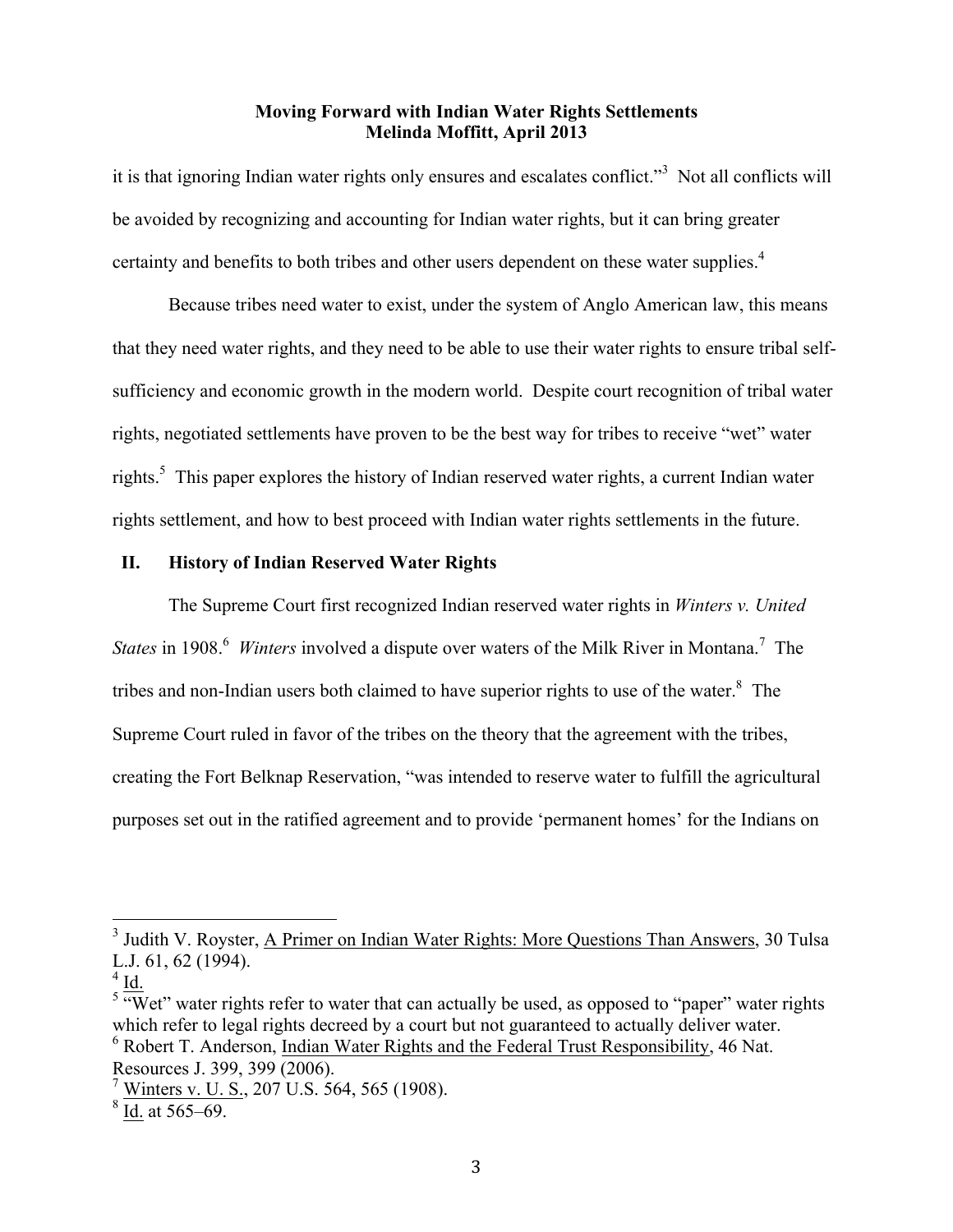it is that ignoring Indian water rights only ensures and escalates conflict."[3] Not all conflicts will be avoided by recognizing and accounting for Indian water rights, but it can bring greater certainty and benefits to both tribes and other users dependent on these water supplies.[4]

Because tribes need water to exist, under the system of Anglo American law, this means that they need water rights, and they need to be able to use their water rights to ensure tribal self-sufficiency and economic growth in the modern world. Despite court recognition of tribal water rights, negotiated settlements have proven to be the best way for tribes to receive "wet" water rights.[5] This paper explores the history of Indian reserved water rights, a current Indian water rights settlement, and how to best proceed with Indian water rights settlements in the future.

## II. History of Indian Reserved Water Rights

The Supreme Court first recognized Indian reserved water rights in *Winters v. United States* in 1908.[6] *Winters* involved a dispute over waters of the Milk River in Montana.[7] The tribes and non-Indian users both claimed to have superior rights to use of the water.[8] The Supreme Court ruled in favor of the tribes on the theory that the agreement with the tribes, creating the Fort Belknap Reservation, "was intended to reserve water to fulfill the agricultural purposes set out in the ratified agreement and to provide 'permanent homes' for the Indians on

---

[3] Judith V. Royster, A Primer on Indian Water Rights: More Questions Than Answers, 30 Tulsa L.J. 61, 62 (1994).

[4] Id.

[5] "Wet" water rights refer to water that can actually be used, as opposed to "paper" water rights which refer to legal rights decreed by a court but not guaranteed to actually deliver water.

[6] Robert T. Anderson, Indian Water Rights and the Federal Trust Responsibility, 46 Nat. Resources J. 399, 399 (2006).

[7] Winters v. U. S., 207 U.S. 564, 565 (1908).

[8] Id. at 565–69.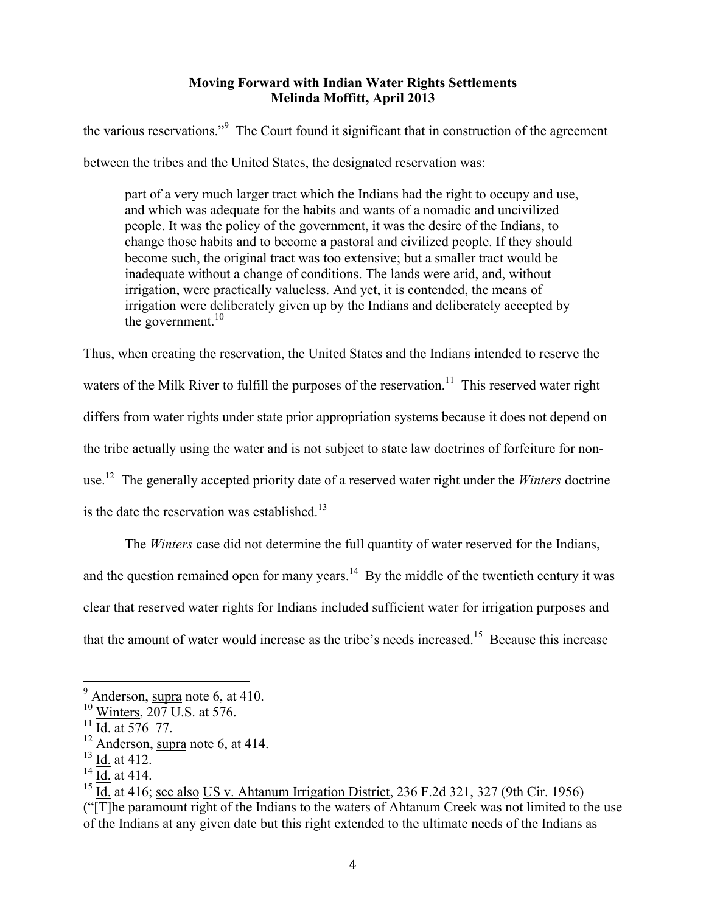the various reservations."[9] The Court found it significant that in construction of the agreement between the tribes and the United States, the designated reservation was:

> part of a very much larger tract which the Indians had the right to occupy and use, and which was adequate for the habits and wants of a nomadic and uncivilized people. It was the policy of the government, it was the desire of the Indians, to change those habits and to become a pastoral and civilized people. If they should become such, the original tract was too extensive; but a smaller tract would be inadequate without a change of conditions. The lands were arid, and, without irrigation, were practically valueless. And yet, it is contended, the means of irrigation were deliberately given up by the Indians and deliberately accepted by the government.[10]

Thus, when creating the reservation, the United States and the Indians intended to reserve the waters of the Milk River to fulfill the purposes of the reservation.[11] This reserved water right differs from water rights under state prior appropriation systems because it does not depend on the tribe actually using the water and is not subject to state law doctrines of forfeiture for non-use.[12] The generally accepted priority date of a reserved water right under the *Winters* doctrine is the date the reservation was established.[13]

The *Winters* case did not determine the full quantity of water reserved for the Indians, and the question remained open for many years.[14] By the middle of the twentieth century it was clear that reserved water rights for Indians included sufficient water for irrigation purposes and that the amount of water would increase as the tribe's needs increased.[15] Because this increase

---

[9] Anderson, supra note 6, at 410.

[10] Winters, 207 U.S. at 576.

[11] Id. at 576–77.

[12] Anderson, supra note 6, at 414.

[13] Id. at 412.

[14] Id. at 414.

[15] Id. at 416; see also US v. Ahtanum Irrigation District, 236 F.2d 321, 327 (9th Cir. 1956) ("[T]he paramount right of the Indians to the waters of Ahtanum Creek was not limited to the use of the Indians at any given date but this right extended to the ultimate needs of the Indians as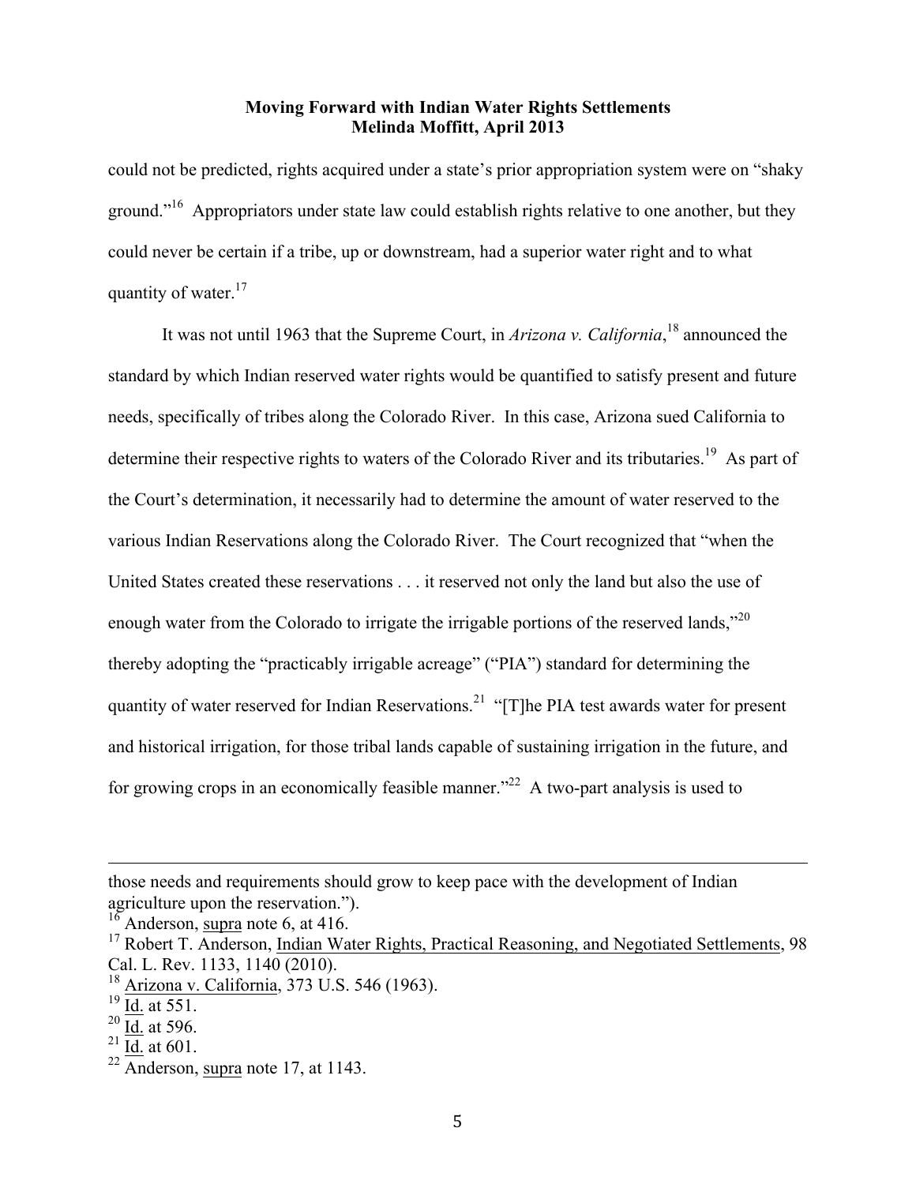could not be predicted, rights acquired under a state's prior appropriation system were on "shaky ground."[16] Appropriators under state law could establish rights relative to one another, but they could never be certain if a tribe, up or downstream, had a superior water right and to what quantity of water.[17]

It was not until 1963 that the Supreme Court, in *Arizona v. California*,[18] announced the standard by which Indian reserved water rights would be quantified to satisfy present and future needs, specifically of tribes along the Colorado River. In this case, Arizona sued California to determine their respective rights to waters of the Colorado River and its tributaries.[19] As part of the Court's determination, it necessarily had to determine the amount of water reserved to the various Indian Reservations along the Colorado River. The Court recognized that "when the United States created these reservations . . . it reserved not only the land but also the use of enough water from the Colorado to irrigate the irrigable portions of the reserved lands,"[20] thereby adopting the "practicably irrigable acreage" ("PIA") standard for determining the quantity of water reserved for Indian Reservations.[21] "[T]he PIA test awards water for present and historical irrigation, for those tribal lands capable of sustaining irrigation in the future, and for growing crops in an economically feasible manner."[22] A two-part analysis is used to

---

those needs and requirements should grow to keep pace with the development of Indian agriculture upon the reservation.").

[16] Anderson, supra note 6, at 416.

[17] Robert T. Anderson, Indian Water Rights, Practical Reasoning, and Negotiated Settlements, 98 Cal. L. Rev. 1133, 1140 (2010).

[18] Arizona v. California, 373 U.S. 546 (1963).

[19] Id. at 551.

[20] Id. at 596.

[21] Id. at 601.

[22] Anderson, supra note 17, at 1143.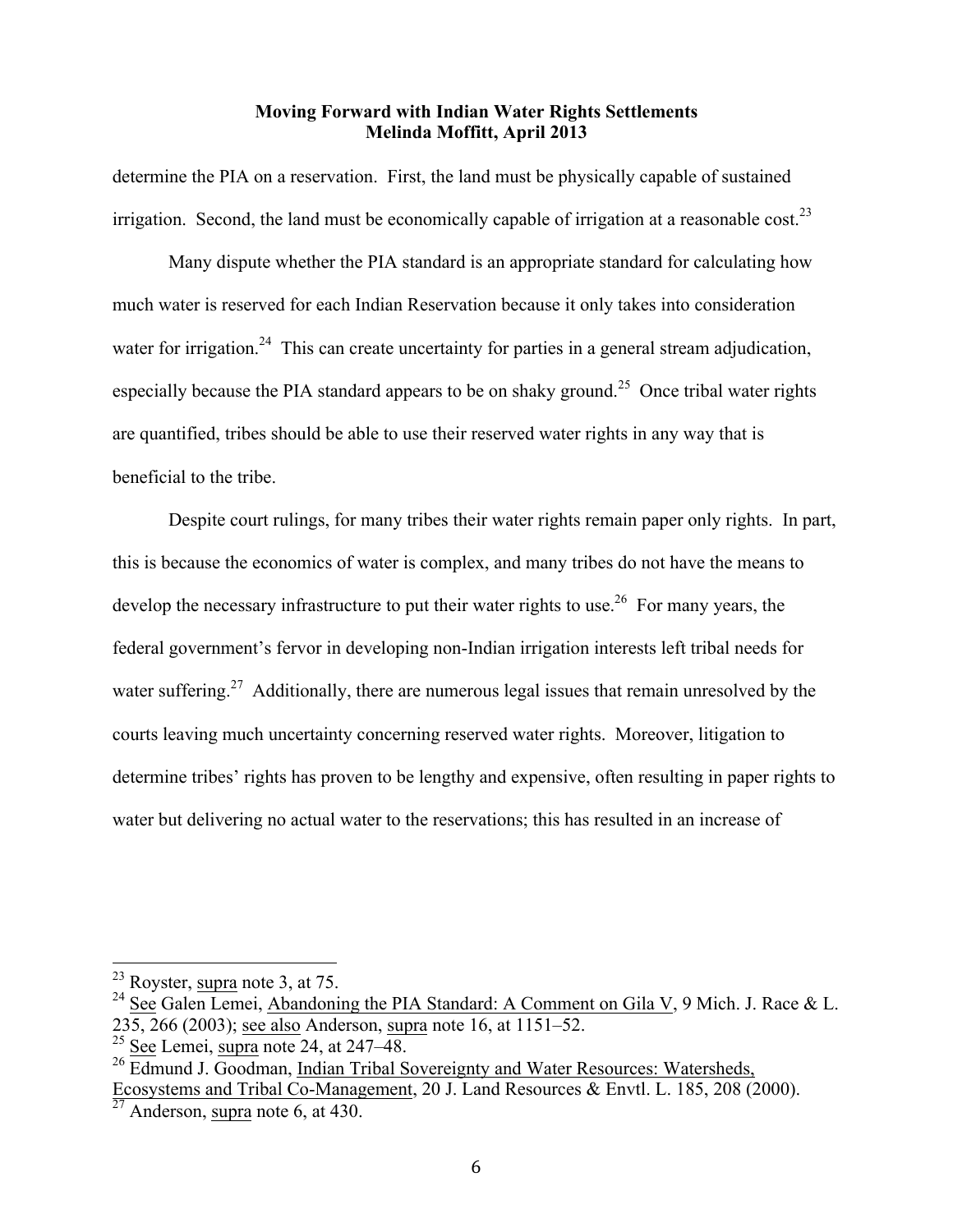determine the PIA on a reservation. First, the land must be physically capable of sustained irrigation. Second, the land must be economically capable of irrigation at a reasonable cost.[23]

Many dispute whether the PIA standard is an appropriate standard for calculating how much water is reserved for each Indian Reservation because it only takes into consideration water for irrigation.[24] This can create uncertainty for parties in a general stream adjudication, especially because the PIA standard appears to be on shaky ground.[25] Once tribal water rights are quantified, tribes should be able to use their reserved water rights in any way that is beneficial to the tribe.

Despite court rulings, for many tribes their water rights remain paper only rights. In part, this is because the economics of water is complex, and many tribes do not have the means to develop the necessary infrastructure to put their water rights to use.[26] For many years, the federal government's fervor in developing non-Indian irrigation interests left tribal needs for water suffering.[27] Additionally, there are numerous legal issues that remain unresolved by the courts leaving much uncertainty concerning reserved water rights. Moreover, litigation to determine tribes' rights has proven to be lengthy and expensive, often resulting in paper rights to water but delivering no actual water to the reservations; this has resulted in an increase of

---

[23] Royster, supra note 3, at 75.

[24] See Galen Lemei, Abandoning the PIA Standard: A Comment on Gila V, 9 Mich. J. Race & L. 235, 266 (2003); see also Anderson, supra note 16, at 1151–52.

[25] See Lemei, supra note 24, at 247–48.

[26] Edmund J. Goodman, Indian Tribal Sovereignty and Water Resources: Watersheds, Ecosystems and Tribal Co-Management, 20 J. Land Resources & Envtl. L. 185, 208 (2000).

[27] Anderson, supra note 6, at 430.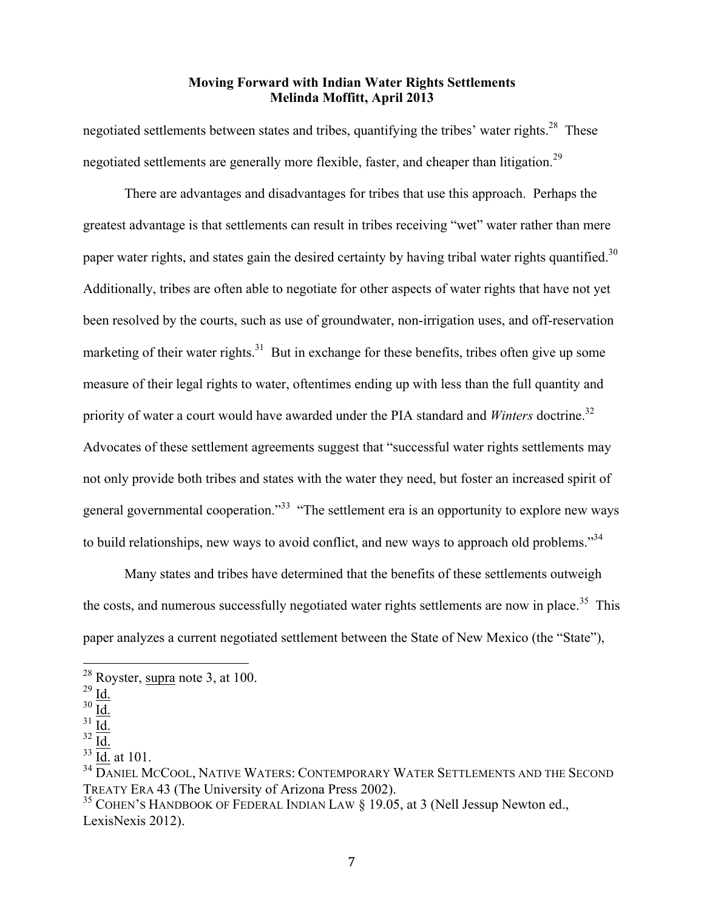negotiated settlements between states and tribes, quantifying the tribes' water rights.[28] These negotiated settlements are generally more flexible, faster, and cheaper than litigation.[29]

There are advantages and disadvantages for tribes that use this approach. Perhaps the greatest advantage is that settlements can result in tribes receiving "wet" water rather than mere paper water rights, and states gain the desired certainty by having tribal water rights quantified.[30] Additionally, tribes are often able to negotiate for other aspects of water rights that have not yet been resolved by the courts, such as use of groundwater, non-irrigation uses, and off-reservation marketing of their water rights.[31] But in exchange for these benefits, tribes often give up some measure of their legal rights to water, oftentimes ending up with less than the full quantity and priority of water a court would have awarded under the PIA standard and *Winters* doctrine.[32] Advocates of these settlement agreements suggest that "successful water rights settlements may not only provide both tribes and states with the water they need, but foster an increased spirit of general governmental cooperation."[33] "The settlement era is an opportunity to explore new ways to build relationships, new ways to avoid conflict, and new ways to approach old problems."[34]

Many states and tribes have determined that the benefits of these settlements outweigh the costs, and numerous successfully negotiated water rights settlements are now in place.[35] This paper analyzes a current negotiated settlement between the State of New Mexico (the "State"),

---

[28] Royster, supra note 3, at 100.
[29] Id.
[30] Id.
[31] Id.
[32] Id.
[33] Id. at 101.
[34] DANIEL MCCOOL, NATIVE WATERS: CONTEMPORARY WATER SETTLEMENTS AND THE SECOND TREATY ERA 43 (The University of Arizona Press 2002).
[35] COHEN'S HANDBOOK OF FEDERAL INDIAN LAW § 19.05, at 3 (Nell Jessup Newton ed., LexisNexis 2012).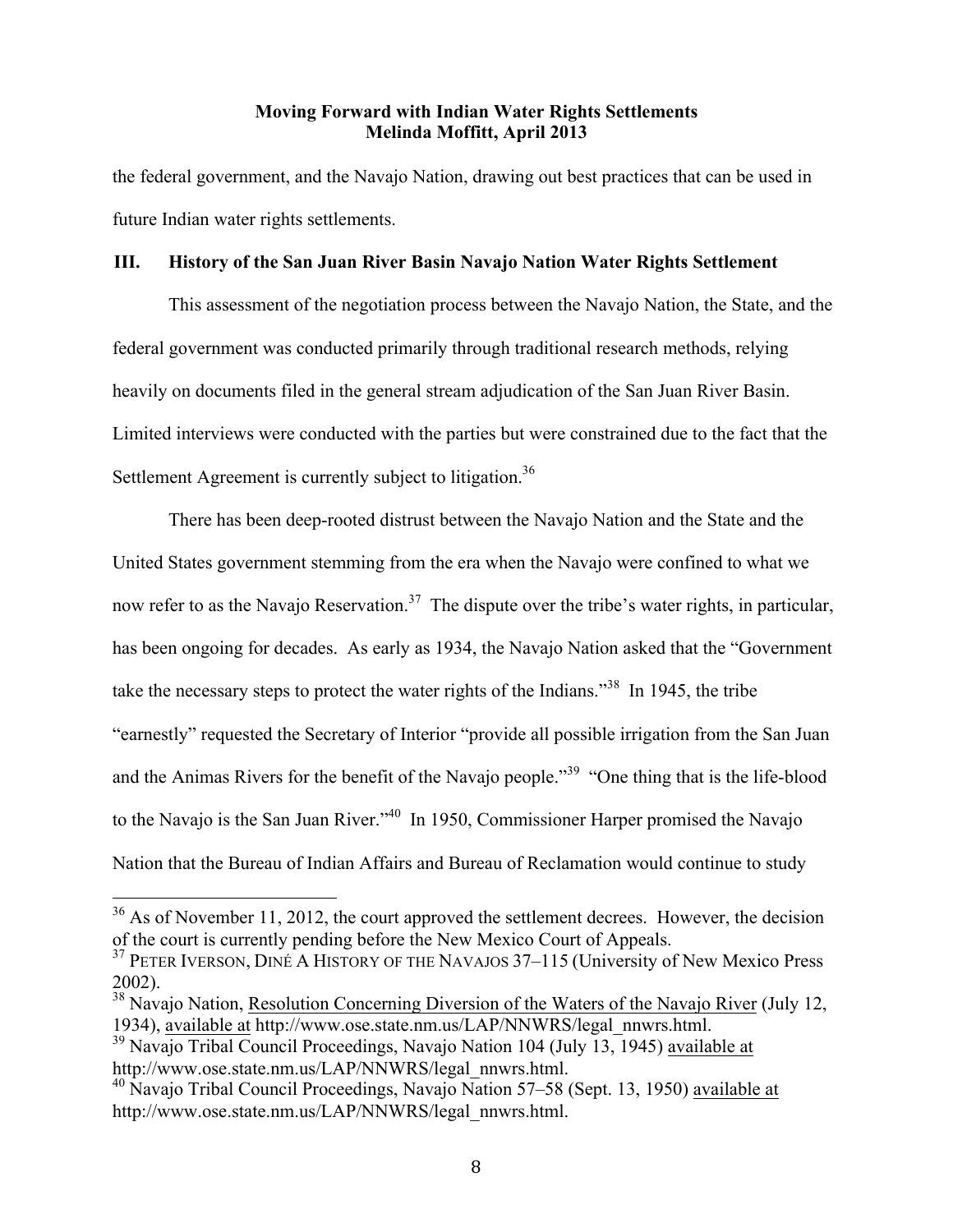the federal government, and the Navajo Nation, drawing out best practices that can be used in future Indian water rights settlements.

## III. History of the San Juan River Basin Navajo Nation Water Rights Settlement

This assessment of the negotiation process between the Navajo Nation, the State, and the federal government was conducted primarily through traditional research methods, relying heavily on documents filed in the general stream adjudication of the San Juan River Basin. Limited interviews were conducted with the parties but were constrained due to the fact that the Settlement Agreement is currently subject to litigation.[36]

There has been deep-rooted distrust between the Navajo Nation and the State and the United States government stemming from the era when the Navajo were confined to what we now refer to as the Navajo Reservation.[37] The dispute over the tribe's water rights, in particular, has been ongoing for decades. As early as 1934, the Navajo Nation asked that the "Government take the necessary steps to protect the water rights of the Indians."[38] In 1945, the tribe "earnestly" requested the Secretary of Interior "provide all possible irrigation from the San Juan and the Animas Rivers for the benefit of the Navajo people."[39] "One thing that is the life-blood to the Navajo is the San Juan River."[40] In 1950, Commissioner Harper promised the Navajo Nation that the Bureau of Indian Affairs and Bureau of Reclamation would continue to study

---

[36] As of November 11, 2012, the court approved the settlement decrees. However, the decision of the court is currently pending before the New Mexico Court of Appeals.

[37] PETER IVERSON, DINÉ A HISTORY OF THE NAVAJOS 37–115 (University of New Mexico Press 2002).

[38] Navajo Nation, Resolution Concerning Diversion of the Waters of the Navajo River (July 12, 1934), available at http://www.ose.state.nm.us/LAP/NNWRS/legal_nnwrs.html.

[39] Navajo Tribal Council Proceedings, Navajo Nation 104 (July 13, 1945) available at http://www.ose.state.nm.us/LAP/NNWRS/legal_nnwrs.html.

[40] Navajo Tribal Council Proceedings, Navajo Nation 57–58 (Sept. 13, 1950) available at http://www.ose.state.nm.us/LAP/NNWRS/legal_nnwrs.html.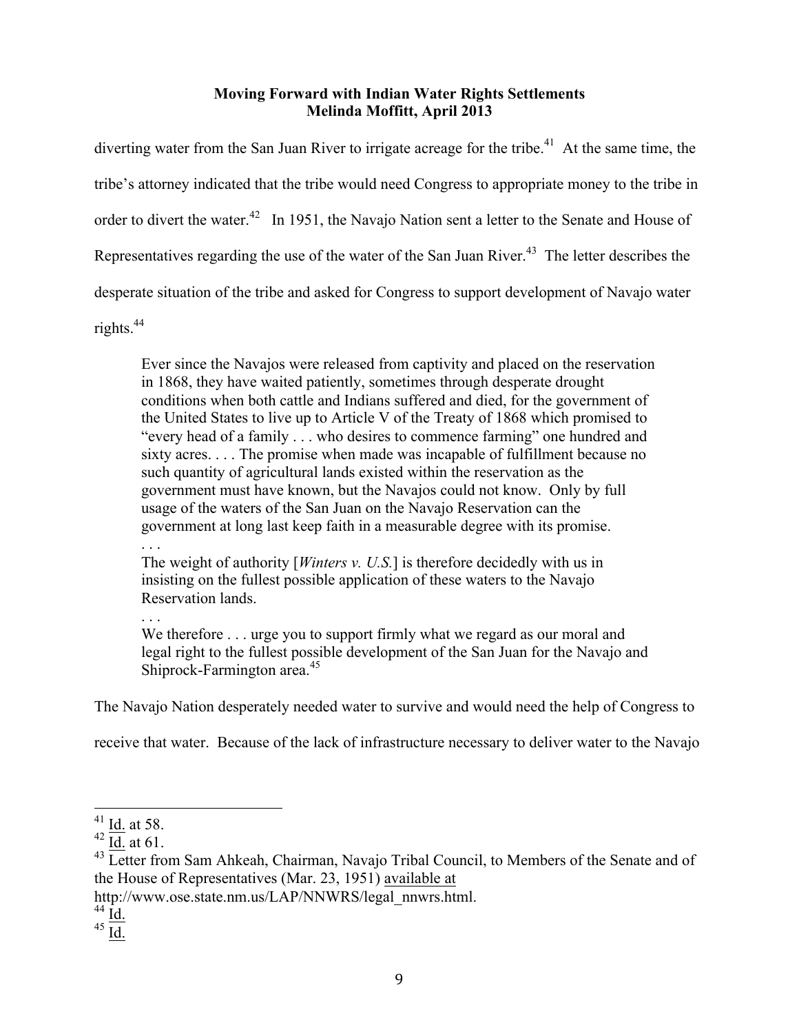diverting water from the San Juan River to irrigate acreage for the tribe.[41] At the same time, the tribe's attorney indicated that the tribe would need Congress to appropriate money to the tribe in order to divert the water.[42] In 1951, the Navajo Nation sent a letter to the Senate and House of Representatives regarding the use of the water of the San Juan River.[43] The letter describes the desperate situation of the tribe and asked for Congress to support development of Navajo water rights.[44]

> Ever since the Navajos were released from captivity and placed on the reservation in 1868, they have waited patiently, sometimes through desperate drought conditions when both cattle and Indians suffered and died, for the government of the United States to live up to Article V of the Treaty of 1868 which promised to "every head of a family . . . who desires to commence farming" one hundred and sixty acres. . . . The promise when made was incapable of fulfillment because no such quantity of agricultural lands existed within the reservation as the government must have known, but the Navajos could not know. Only by full usage of the waters of the San Juan on the Navajo Reservation can the government at long last keep faith in a measurable degree with its promise.
> . . .
> The weight of authority [*Winters v. U.S.*] is therefore decidedly with us in insisting on the fullest possible application of these waters to the Navajo Reservation lands.
> . . .
> We therefore . . . urge you to support firmly what we regard as our moral and legal right to the fullest possible development of the San Juan for the Navajo and Shiprock-Farmington area.[45]

The Navajo Nation desperately needed water to survive and would need the help of Congress to receive that water. Because of the lack of infrastructure necessary to deliver water to the Navajo

---

[41] Id. at 58.
[42] Id. at 61.
[43] Letter from Sam Ahkeah, Chairman, Navajo Tribal Council, to Members of the Senate and of the House of Representatives (Mar. 23, 1951) available at http://www.ose.state.nm.us/LAP/NNWRS/legal_nnwrs.html.
[44] Id.
[45] Id.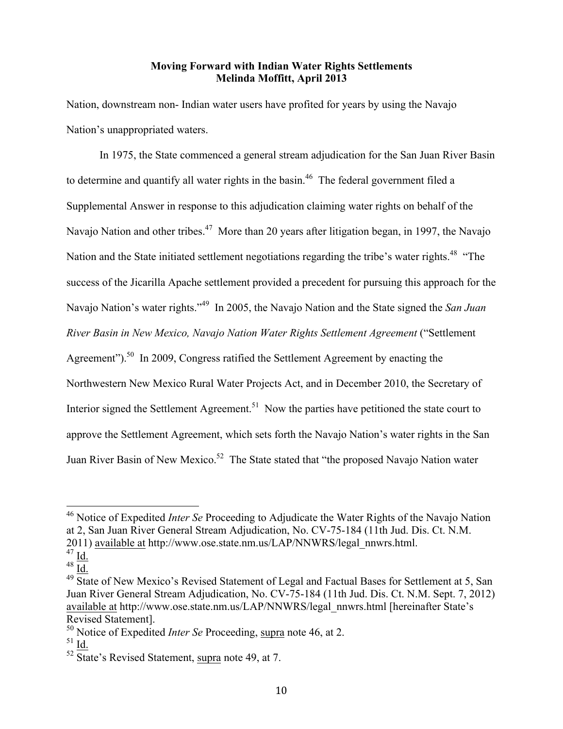Nation, downstream non- Indian water users have profited for years by using the Navajo Nation's unappropriated waters.

In 1975, the State commenced a general stream adjudication for the San Juan River Basin to determine and quantify all water rights in the basin.[46] The federal government filed a Supplemental Answer in response to this adjudication claiming water rights on behalf of the Navajo Nation and other tribes.[47] More than 20 years after litigation began, in 1997, the Navajo Nation and the State initiated settlement negotiations regarding the tribe's water rights.[48] "The success of the Jicarilla Apache settlement provided a precedent for pursuing this approach for the Navajo Nation's water rights."[49] In 2005, the Navajo Nation and the State signed the *San Juan River Basin in New Mexico, Navajo Nation Water Rights Settlement Agreement* ("Settlement Agreement").[50] In 2009, Congress ratified the Settlement Agreement by enacting the Northwestern New Mexico Rural Water Projects Act, and in December 2010, the Secretary of Interior signed the Settlement Agreement.[51] Now the parties have petitioned the state court to approve the Settlement Agreement, which sets forth the Navajo Nation's water rights in the San Juan River Basin of New Mexico.[52] The State stated that "the proposed Navajo Nation water

---

[46] Notice of Expedited *Inter Se* Proceeding to Adjudicate the Water Rights of the Navajo Nation at 2, San Juan River General Stream Adjudication, No. CV-75-184 (11th Jud. Dis. Ct. N.M. 2011) available at http://www.ose.state.nm.us/LAP/NNWRS/legal_nnwrs.html.

[47] Id.

[48] Id.

[49] State of New Mexico's Revised Statement of Legal and Factual Bases for Settlement at 5, San Juan River General Stream Adjudication, No. CV-75-184 (11th Jud. Dis. Ct. N.M. Sept. 7, 2012) available at http://www.ose.state.nm.us/LAP/NNWRS/legal_nnwrs.html [hereinafter State's Revised Statement].

[50] Notice of Expedited *Inter Se* Proceeding, supra note 46, at 2.

[51] Id.

[52] State's Revised Statement, supra note 49, at 7.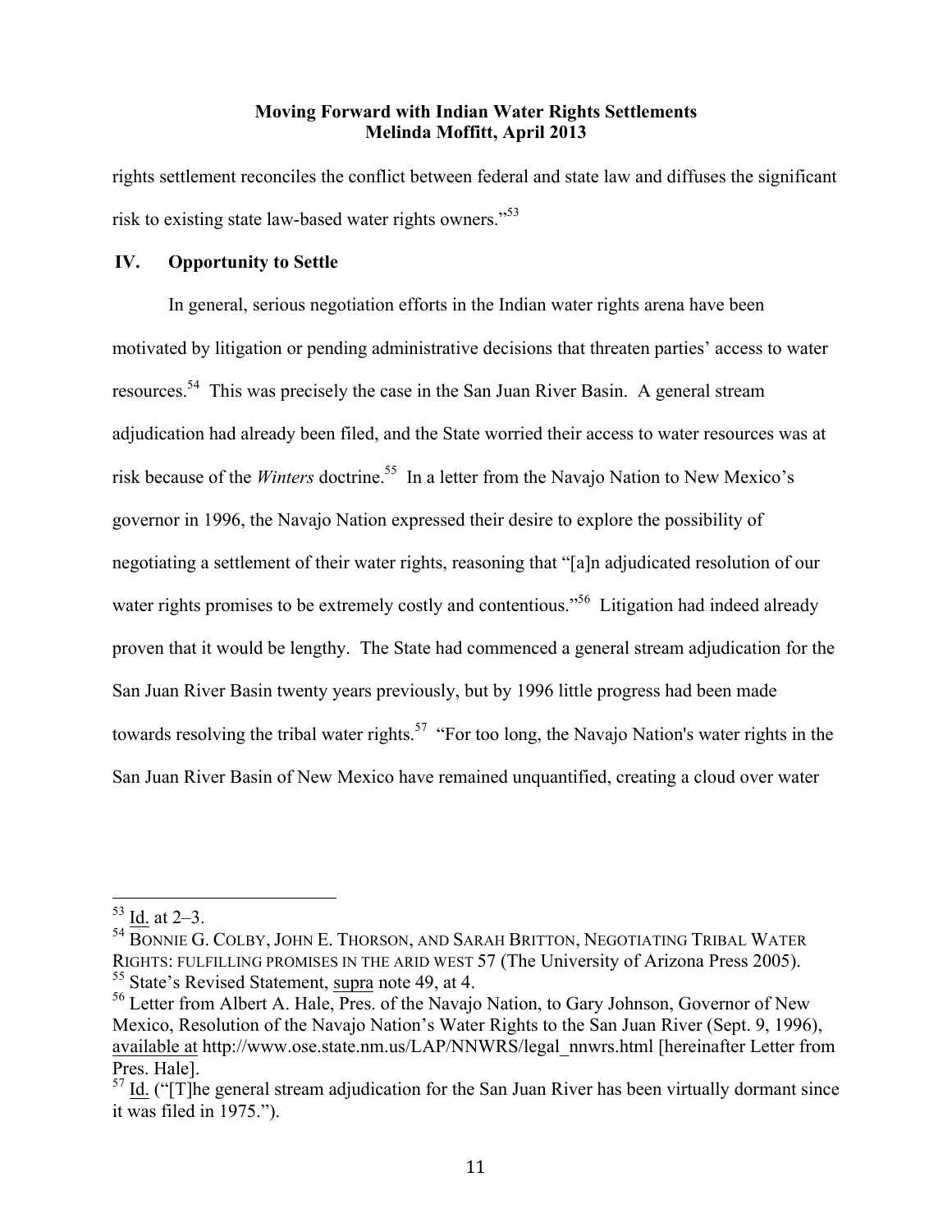rights settlement reconciles the conflict between federal and state law and diffuses the significant risk to existing state law-based water rights owners."[53]

## IV. Opportunity to Settle

In general, serious negotiation efforts in the Indian water rights arena have been motivated by litigation or pending administrative decisions that threaten parties' access to water resources.[54] This was precisely the case in the San Juan River Basin. A general stream adjudication had already been filed, and the State worried their access to water resources was at risk because of the *Winters* doctrine.[55] In a letter from the Navajo Nation to New Mexico's governor in 1996, the Navajo Nation expressed their desire to explore the possibility of negotiating a settlement of their water rights, reasoning that "[a]n adjudicated resolution of our water rights promises to be extremely costly and contentious."[56] Litigation had indeed already proven that it would be lengthy. The State had commenced a general stream adjudication for the San Juan River Basin twenty years previously, but by 1996 little progress had been made towards resolving the tribal water rights.[57] "For too long, the Navajo Nation's water rights in the San Juan River Basin of New Mexico have remained unquantified, creating a cloud over water

---

[53] Id. at 2–3.

[54] BONNIE G. COLBY, JOHN E. THORSON, AND SARAH BRITTON, NEGOTIATING TRIBAL WATER RIGHTS: FULFILLING PROMISES IN THE ARID WEST 57 (The University of Arizona Press 2005).

[55] State's Revised Statement, supra note 49, at 4.

[56] Letter from Albert A. Hale, Pres. of the Navajo Nation, to Gary Johnson, Governor of New Mexico, Resolution of the Navajo Nation's Water Rights to the San Juan River (Sept. 9, 1996), available at http://www.ose.state.nm.us/LAP/NNWRS/legal_nnwrs.html [hereinafter Letter from Pres. Hale].

[57] Id. ("[T]he general stream adjudication for the San Juan River has been virtually dormant since it was filed in 1975.").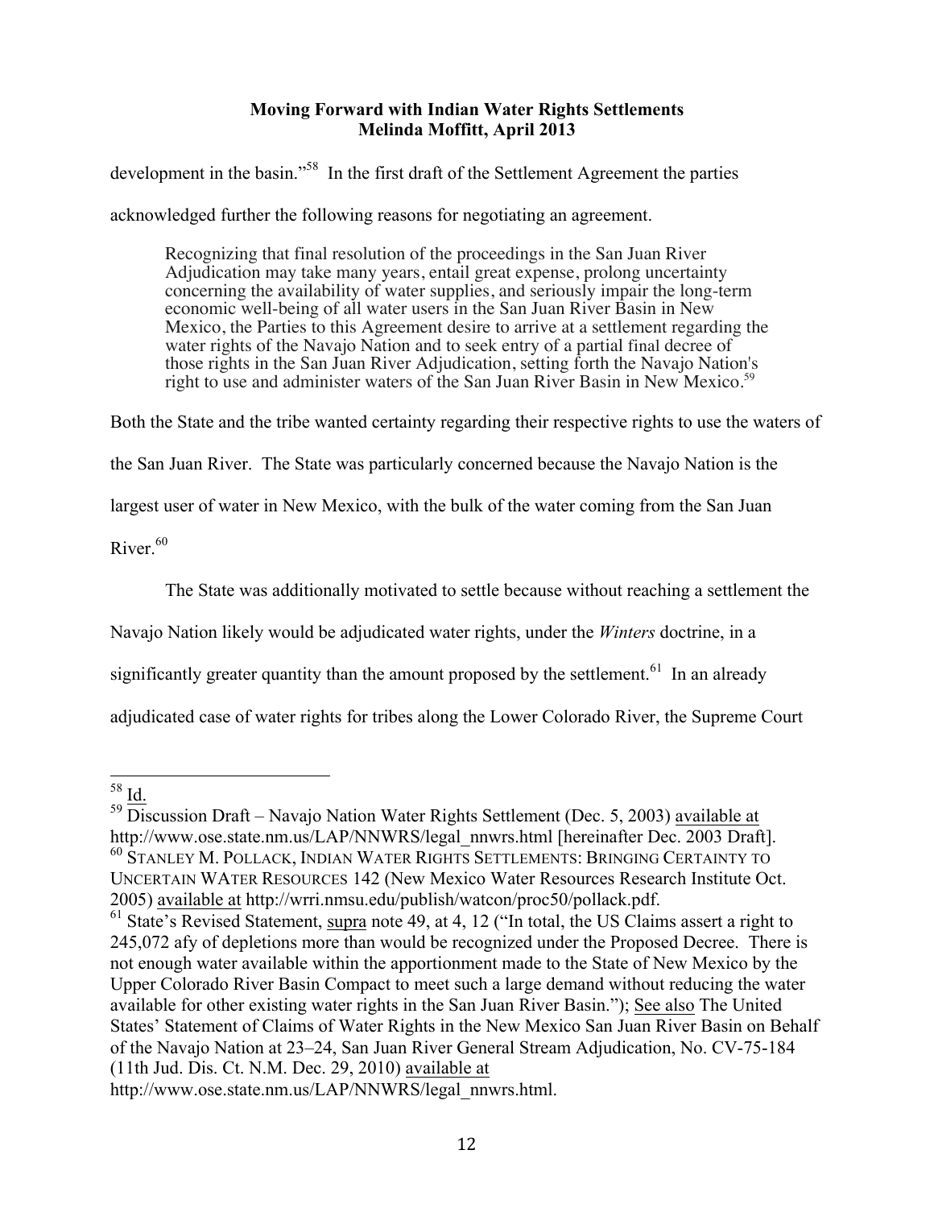development in the basin."[58] In the first draft of the Settlement Agreement the parties acknowledged further the following reasons for negotiating an agreement.

> Recognizing that final resolution of the proceedings in the San Juan River Adjudication may take many years, entail great expense, prolong uncertainty concerning the availability of water supplies, and seriously impair the long-term economic well-being of all water users in the San Juan River Basin in New Mexico, the Parties to this Agreement desire to arrive at a settlement regarding the water rights of the Navajo Nation and to seek entry of a partial final decree of those rights in the San Juan River Adjudication, setting forth the Navajo Nation's right to use and administer waters of the San Juan River Basin in New Mexico.[59]

Both the State and the tribe wanted certainty regarding their respective rights to use the waters of the San Juan River. The State was particularly concerned because the Navajo Nation is the largest user of water in New Mexico, with the bulk of the water coming from the San Juan River.[60]

The State was additionally motivated to settle because without reaching a settlement the Navajo Nation likely would be adjudicated water rights, under the *Winters* doctrine, in a significantly greater quantity than the amount proposed by the settlement.[61] In an already adjudicated case of water rights for tribes along the Lower Colorado River, the Supreme Court

---

[58] Id.

[59] Discussion Draft – Navajo Nation Water Rights Settlement (Dec. 5, 2003) available at http://www.ose.state.nm.us/LAP/NNWRS/legal_nnwrs.html [hereinafter Dec. 2003 Draft].

[60] STANLEY M. POLLACK, INDIAN WATER RIGHTS SETTLEMENTS: BRINGING CERTAINTY TO UNCERTAIN WATER RESOURCES 142 (New Mexico Water Resources Research Institute Oct. 2005) available at http://wrri.nmsu.edu/publish/watcon/proc50/pollack.pdf.

[61] State's Revised Statement, supra note 49, at 4, 12 ("In total, the US Claims assert a right to 245,072 afy of depletions more than would be recognized under the Proposed Decree. There is not enough water available within the apportionment made to the State of New Mexico by the Upper Colorado River Basin Compact to meet such a large demand without reducing the water available for other existing water rights in the San Juan River Basin."); See also The United States' Statement of Claims of Water Rights in the New Mexico San Juan River Basin on Behalf of the Navajo Nation at 23–24, San Juan River General Stream Adjudication, No. CV-75-184 (11th Jud. Dis. Ct. N.M. Dec. 29, 2010) available at http://www.ose.state.nm.us/LAP/NNWRS/legal_nnwrs.html.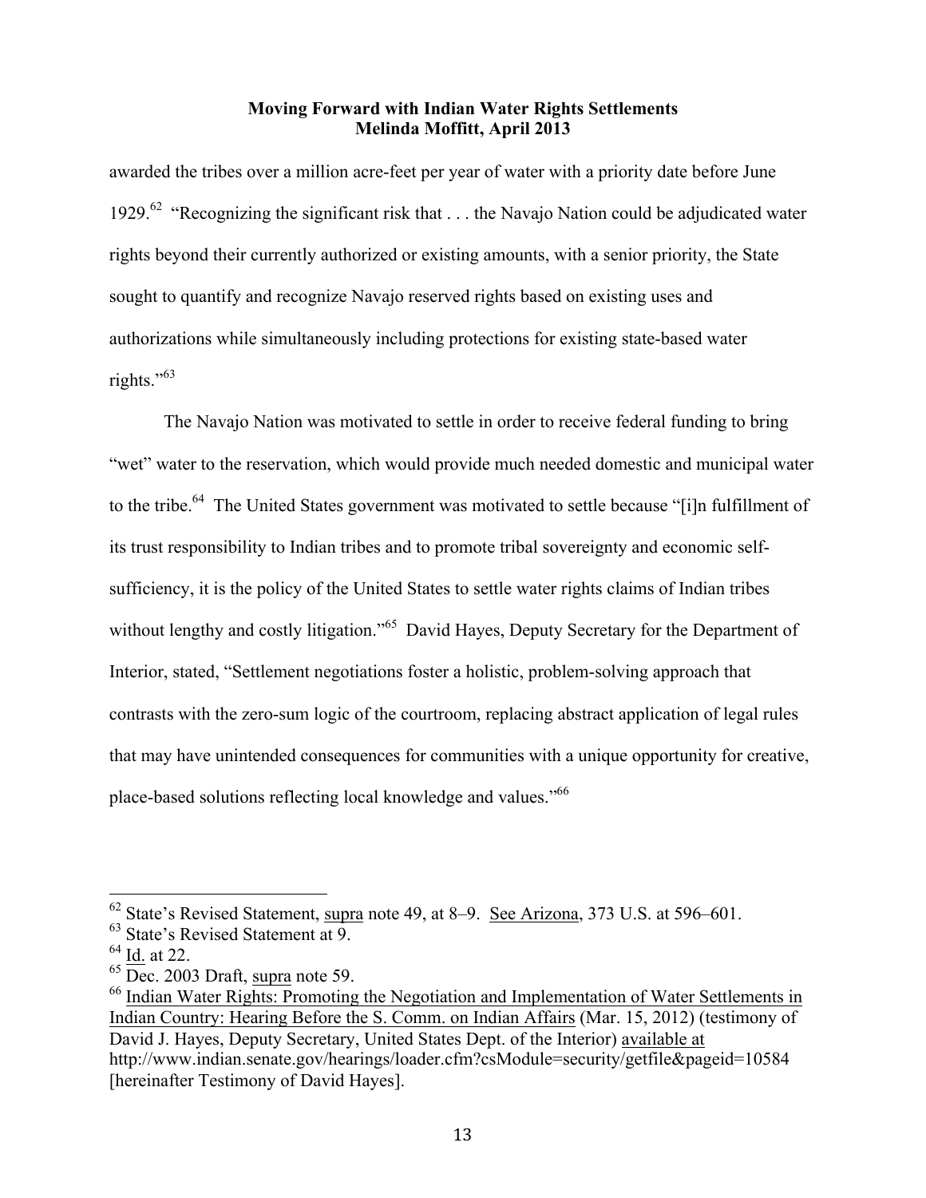awarded the tribes over a million acre-feet per year of water with a priority date before June 1929.[62] "Recognizing the significant risk that . . . the Navajo Nation could be adjudicated water rights beyond their currently authorized or existing amounts, with a senior priority, the State sought to quantify and recognize Navajo reserved rights based on existing uses and authorizations while simultaneously including protections for existing state-based water rights."[63]

The Navajo Nation was motivated to settle in order to receive federal funding to bring "wet" water to the reservation, which would provide much needed domestic and municipal water to the tribe.[64] The United States government was motivated to settle because "[i]n fulfillment of its trust responsibility to Indian tribes and to promote tribal sovereignty and economic self-sufficiency, it is the policy of the United States to settle water rights claims of Indian tribes without lengthy and costly litigation."[65] David Hayes, Deputy Secretary for the Department of Interior, stated, "Settlement negotiations foster a holistic, problem-solving approach that contrasts with the zero-sum logic of the courtroom, replacing abstract application of legal rules that may have unintended consequences for communities with a unique opportunity for creative, place-based solutions reflecting local knowledge and values."[66]

---

[62] State's Revised Statement, supra note 49, at 8–9. See Arizona, 373 U.S. at 596–601.

[63] State's Revised Statement at 9.

[64] Id. at 22.

[65] Dec. 2003 Draft, supra note 59.

[66] Indian Water Rights: Promoting the Negotiation and Implementation of Water Settlements in Indian Country: Hearing Before the S. Comm. on Indian Affairs (Mar. 15, 2012) (testimony of David J. Hayes, Deputy Secretary, United States Dept. of the Interior) available at http://www.indian.senate.gov/hearings/loader.cfm?csModule=security/getfile&pageid=10584 [hereinafter Testimony of David Hayes].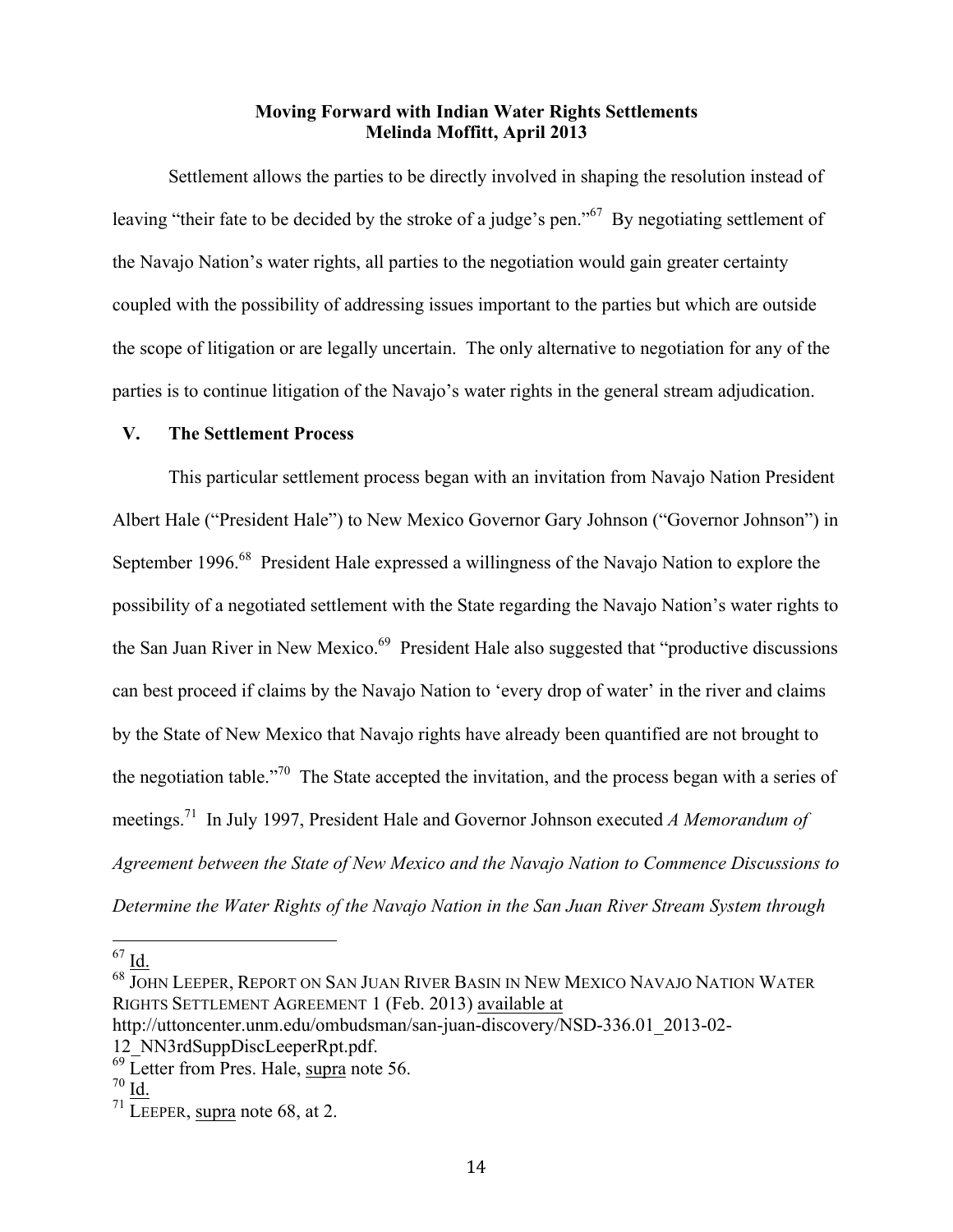Settlement allows the parties to be directly involved in shaping the resolution instead of leaving "their fate to be decided by the stroke of a judge's pen."[67] By negotiating settlement of the Navajo Nation's water rights, all parties to the negotiation would gain greater certainty coupled with the possibility of addressing issues important to the parties but which are outside the scope of litigation or are legally uncertain. The only alternative to negotiation for any of the parties is to continue litigation of the Navajo's water rights in the general stream adjudication.

## V. The Settlement Process

This particular settlement process began with an invitation from Navajo Nation President Albert Hale ("President Hale") to New Mexico Governor Gary Johnson ("Governor Johnson") in September 1996.[68] President Hale expressed a willingness of the Navajo Nation to explore the possibility of a negotiated settlement with the State regarding the Navajo Nation's water rights to the San Juan River in New Mexico.[69] President Hale also suggested that "productive discussions can best proceed if claims by the Navajo Nation to 'every drop of water' in the river and claims by the State of New Mexico that Navajo rights have already been quantified are not brought to the negotiation table."[70] The State accepted the invitation, and the process began with a series of meetings.[71] In July 1997, President Hale and Governor Johnson executed *A Memorandum of Agreement between the State of New Mexico and the Navajo Nation to Commence Discussions to Determine the Water Rights of the Navajo Nation in the San Juan River Stream System through*

---

[67] Id.

[68] JOHN LEEPER, REPORT ON SAN JUAN RIVER BASIN IN NEW MEXICO NAVAJO NATION WATER RIGHTS SETTLEMENT AGREEMENT 1 (Feb. 2013) available at http://uttoncenter.unm.edu/ombudsman/san-juan-discovery/NSD-336.01_2013-02-12_NN3rdSuppDiscLeeperRpt.pdf.

[69] Letter from Pres. Hale, supra note 56.

[70] Id.

[71] LEEPER, supra note 68, at 2.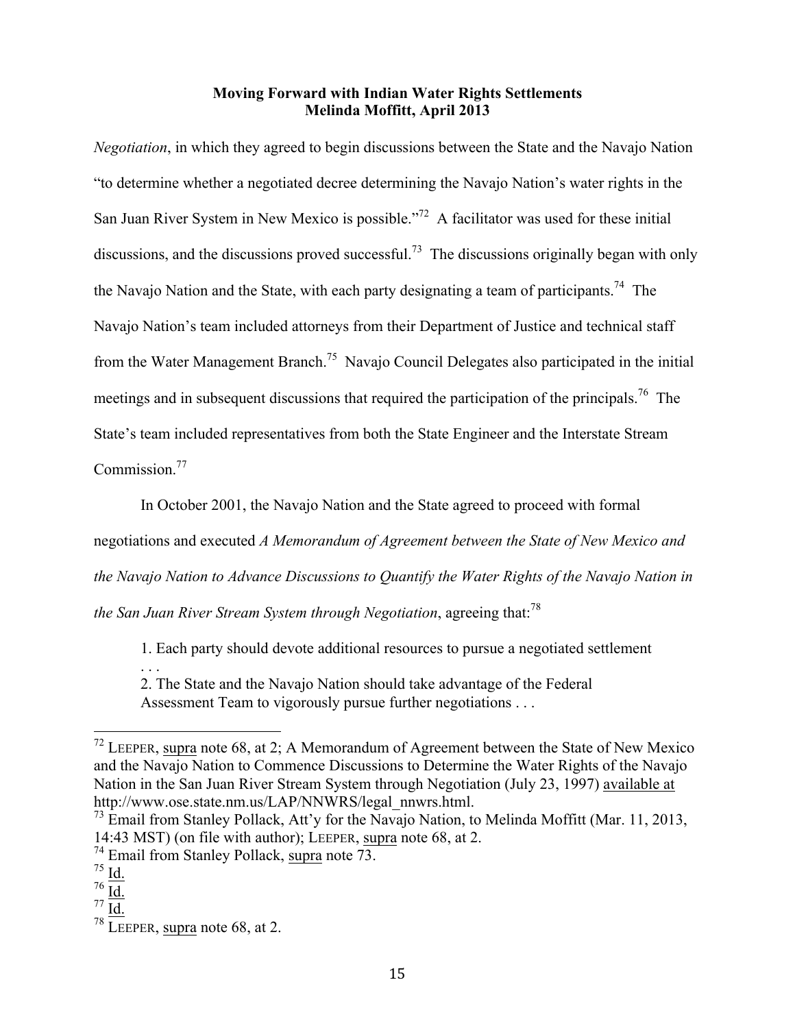*Negotiation*, in which they agreed to begin discussions between the State and the Navajo Nation "to determine whether a negotiated decree determining the Navajo Nation's water rights in the San Juan River System in New Mexico is possible."[72] A facilitator was used for these initial discussions, and the discussions proved successful.[73] The discussions originally began with only the Navajo Nation and the State, with each party designating a team of participants.[74] The Navajo Nation's team included attorneys from their Department of Justice and technical staff from the Water Management Branch.[75] Navajo Council Delegates also participated in the initial meetings and in subsequent discussions that required the participation of the principals.[76] The State's team included representatives from both the State Engineer and the Interstate Stream Commission.[77]

In October 2001, the Navajo Nation and the State agreed to proceed with formal negotiations and executed *A Memorandum of Agreement between the State of New Mexico and the Navajo Nation to Advance Discussions to Quantify the Water Rights of the Navajo Nation in the San Juan River Stream System through Negotiation*, agreeing that:[78]

> 1. Each party should devote additional resources to pursue a negotiated settlement . . .
>
> 2. The State and the Navajo Nation should take advantage of the Federal Assessment Team to vigorously pursue further negotiations . . .

---

[72] LEEPER, supra note 68, at 2; A Memorandum of Agreement between the State of New Mexico and the Navajo Nation to Commence Discussions to Determine the Water Rights of the Navajo Nation in the San Juan River Stream System through Negotiation (July 23, 1997) available at http://www.ose.state.nm.us/LAP/NNWRS/legal_nnwrs.html.

[73] Email from Stanley Pollack, Att'y for the Navajo Nation, to Melinda Moffitt (Mar. 11, 2013, 14:43 MST) (on file with author); LEEPER, supra note 68, at 2.

[74] Email from Stanley Pollack, supra note 73.

[75] Id.

[76] Id.

[77] Id.

[78] LEEPER, supra note 68, at 2.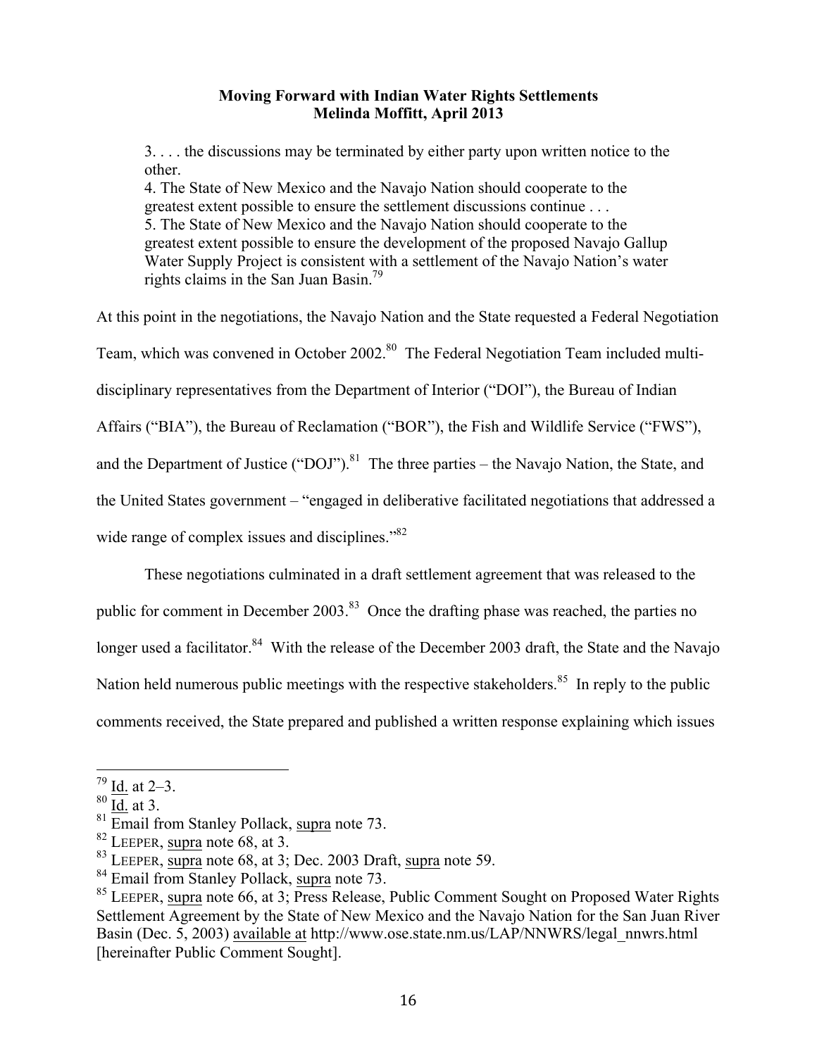> 3. . . . the discussions may be terminated by either party upon written notice to the other.
> 4. The State of New Mexico and the Navajo Nation should cooperate to the greatest extent possible to ensure the settlement discussions continue . . .
> 5. The State of New Mexico and the Navajo Nation should cooperate to the greatest extent possible to ensure the development of the proposed Navajo Gallup Water Supply Project is consistent with a settlement of the Navajo Nation's water rights claims in the San Juan Basin.[79]

At this point in the negotiations, the Navajo Nation and the State requested a Federal Negotiation Team, which was convened in October 2002.[80] The Federal Negotiation Team included multi-disciplinary representatives from the Department of Interior ("DOI"), the Bureau of Indian Affairs ("BIA"), the Bureau of Reclamation ("BOR"), the Fish and Wildlife Service ("FWS"), and the Department of Justice ("DOJ").[81] The three parties – the Navajo Nation, the State, and the United States government – "engaged in deliberative facilitated negotiations that addressed a wide range of complex issues and disciplines."[82]

These negotiations culminated in a draft settlement agreement that was released to the public for comment in December 2003.[83] Once the drafting phase was reached, the parties no longer used a facilitator.[84] With the release of the December 2003 draft, the State and the Navajo Nation held numerous public meetings with the respective stakeholders.[85] In reply to the public comments received, the State prepared and published a written response explaining which issues

---

[79] Id. at 2–3.
[80] Id. at 3.
[81] Email from Stanley Pollack, supra note 73.
[82] LEEPER, supra note 68, at 3.
[83] LEEPER, supra note 68, at 3; Dec. 2003 Draft, supra note 59.
[84] Email from Stanley Pollack, supra note 73.
[85] LEEPER, supra note 66, at 3; Press Release, Public Comment Sought on Proposed Water Rights Settlement Agreement by the State of New Mexico and the Navajo Nation for the San Juan River Basin (Dec. 5, 2003) available at http://www.ose.state.nm.us/LAP/NNWRS/legal_nnwrs.html [hereinafter Public Comment Sought].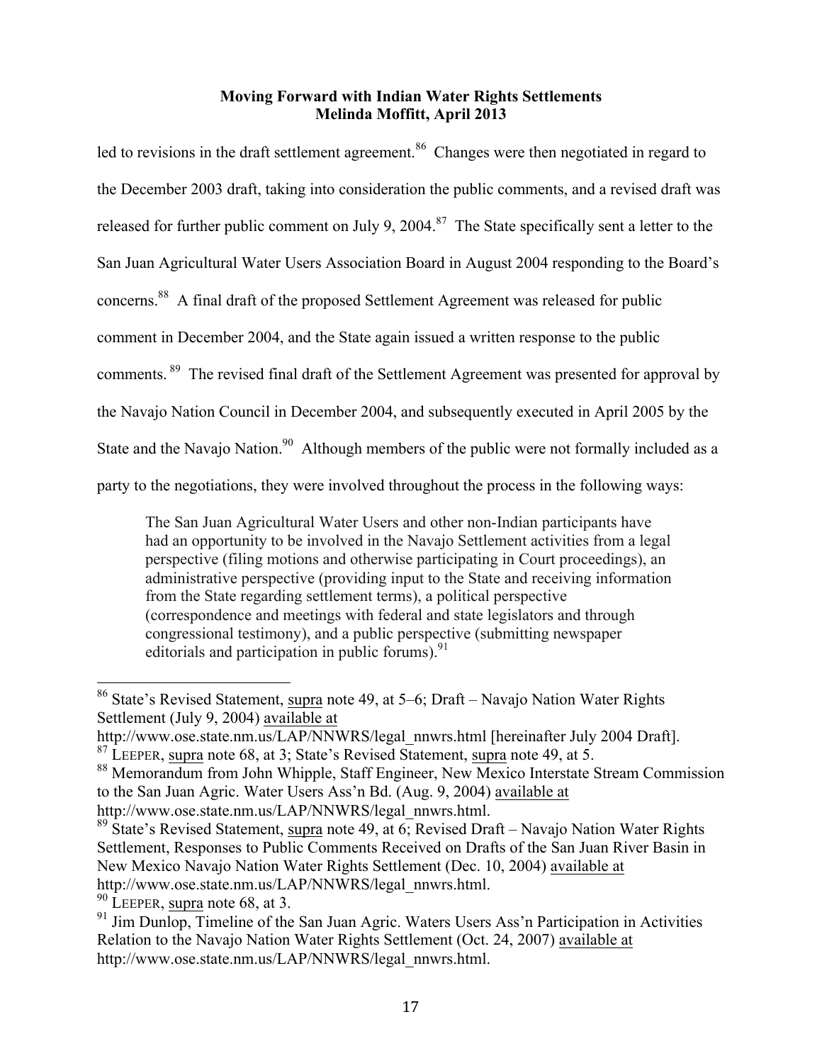led to revisions in the draft settlement agreement.[86] Changes were then negotiated in regard to the December 2003 draft, taking into consideration the public comments, and a revised draft was released for further public comment on July 9, 2004.[87] The State specifically sent a letter to the San Juan Agricultural Water Users Association Board in August 2004 responding to the Board's concerns.[88] A final draft of the proposed Settlement Agreement was released for public comment in December 2004, and the State again issued a written response to the public comments.[89] The revised final draft of the Settlement Agreement was presented for approval by the Navajo Nation Council in December 2004, and subsequently executed in April 2005 by the State and the Navajo Nation.[90] Although members of the public were not formally included as a party to the negotiations, they were involved throughout the process in the following ways:

> The San Juan Agricultural Water Users and other non-Indian participants have had an opportunity to be involved in the Navajo Settlement activities from a legal perspective (filing motions and otherwise participating in Court proceedings), an administrative perspective (providing input to the State and receiving information from the State regarding settlement terms), a political perspective (correspondence and meetings with federal and state legislators and through congressional testimony), and a public perspective (submitting newspaper editorials and participation in public forums).[91]

---

[86] State's Revised Statement, supra note 49, at 5–6; Draft – Navajo Nation Water Rights Settlement (July 9, 2004) available at http://www.ose.state.nm.us/LAP/NNWRS/legal_nnwrs.html [hereinafter July 2004 Draft].

[87] LEEPER, supra note 68, at 3; State's Revised Statement, supra note 49, at 5.

[88] Memorandum from John Whipple, Staff Engineer, New Mexico Interstate Stream Commission to the San Juan Agric. Water Users Ass'n Bd. (Aug. 9, 2004) available at http://www.ose.state.nm.us/LAP/NNWRS/legal_nnwrs.html.

[89] State's Revised Statement, supra note 49, at 6; Revised Draft – Navajo Nation Water Rights Settlement, Responses to Public Comments Received on Drafts of the San Juan River Basin in New Mexico Navajo Nation Water Rights Settlement (Dec. 10, 2004) available at http://www.ose.state.nm.us/LAP/NNWRS/legal_nnwrs.html.

[90] LEEPER, supra note 68, at 3.

[91] Jim Dunlop, Timeline of the San Juan Agric. Waters Users Ass'n Participation in Activities Relation to the Navajo Nation Water Rights Settlement (Oct. 24, 2007) available at http://www.ose.state.nm.us/LAP/NNWRS/legal_nnwrs.html.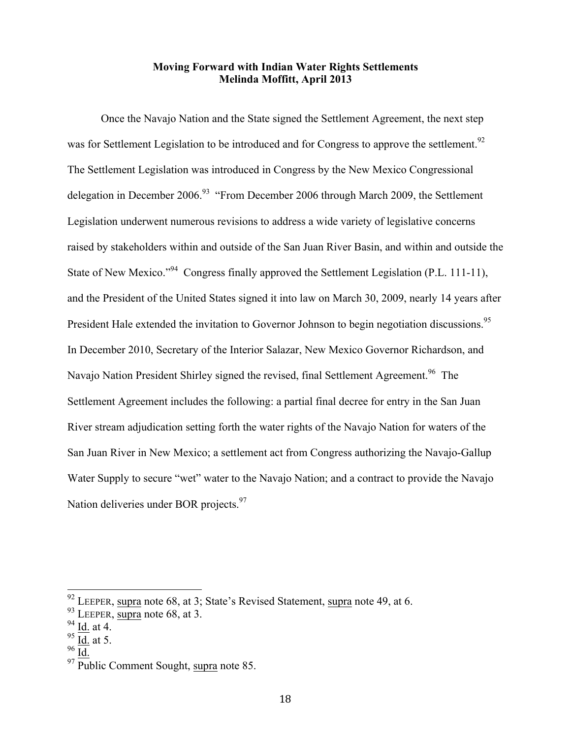Once the Navajo Nation and the State signed the Settlement Agreement, the next step was for Settlement Legislation to be introduced and for Congress to approve the settlement.[92] The Settlement Legislation was introduced in Congress by the New Mexico Congressional delegation in December 2006.[93] "From December 2006 through March 2009, the Settlement Legislation underwent numerous revisions to address a wide variety of legislative concerns raised by stakeholders within and outside of the San Juan River Basin, and within and outside the State of New Mexico."[94] Congress finally approved the Settlement Legislation (P.L. 111-11), and the President of the United States signed it into law on March 30, 2009, nearly 14 years after President Hale extended the invitation to Governor Johnson to begin negotiation discussions.[95] In December 2010, Secretary of the Interior Salazar, New Mexico Governor Richardson, and Navajo Nation President Shirley signed the revised, final Settlement Agreement.[96] The Settlement Agreement includes the following: a partial final decree for entry in the San Juan River stream adjudication setting forth the water rights of the Navajo Nation for waters of the San Juan River in New Mexico; a settlement act from Congress authorizing the Navajo-Gallup Water Supply to secure "wet" water to the Navajo Nation; and a contract to provide the Navajo Nation deliveries under BOR projects.[97]

---

[92] LEEPER, supra note 68, at 3; State's Revised Statement, supra note 49, at 6.

[93] LEEPER, supra note 68, at 3.

[94] Id. at 4.

[95] Id. at 5.

[96] Id.

[97] Public Comment Sought, supra note 85.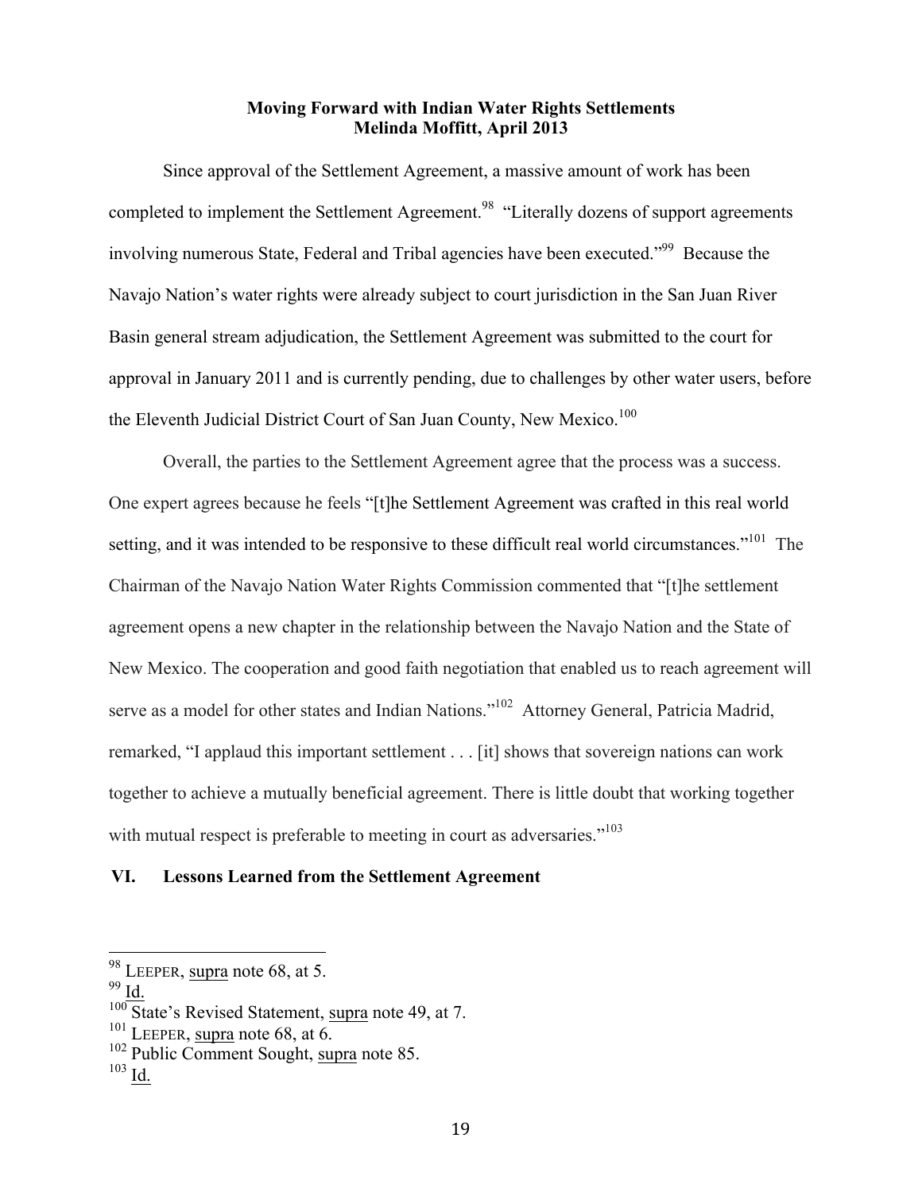Since approval of the Settlement Agreement, a massive amount of work has been completed to implement the Settlement Agreement.[98] "Literally dozens of support agreements involving numerous State, Federal and Tribal agencies have been executed."[99] Because the Navajo Nation's water rights were already subject to court jurisdiction in the San Juan River Basin general stream adjudication, the Settlement Agreement was submitted to the court for approval in January 2011 and is currently pending, due to challenges by other water users, before the Eleventh Judicial District Court of San Juan County, New Mexico.[100]

Overall, the parties to the Settlement Agreement agree that the process was a success. One expert agrees because he feels "[t]he Settlement Agreement was crafted in this real world setting, and it was intended to be responsive to these difficult real world circumstances."[101] The Chairman of the Navajo Nation Water Rights Commission commented that "[t]he settlement agreement opens a new chapter in the relationship between the Navajo Nation and the State of New Mexico. The cooperation and good faith negotiation that enabled us to reach agreement will serve as a model for other states and Indian Nations."[102] Attorney General, Patricia Madrid, remarked, "I applaud this important settlement . . . [it] shows that sovereign nations can work together to achieve a mutually beneficial agreement. There is little doubt that working together with mutual respect is preferable to meeting in court as adversaries."[103]

## VI. Lessons Learned from the Settlement Agreement

---

[98] LEEPER, supra note 68, at 5.

[99] Id.

[100] State's Revised Statement, supra note 49, at 7.

[101] LEEPER, supra note 68, at 6.

[102] Public Comment Sought, supra note 85.

[103] Id.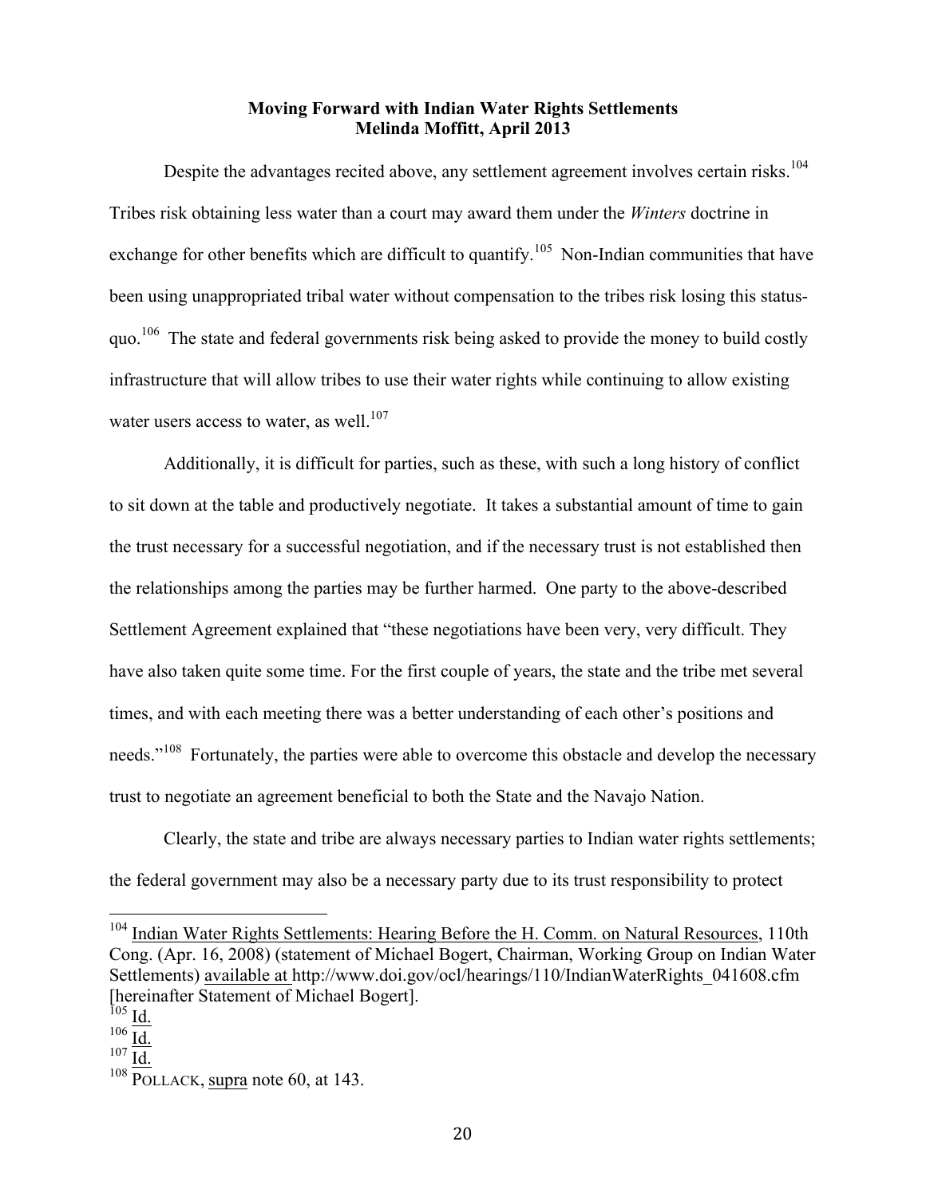Despite the advantages recited above, any settlement agreement involves certain risks.[104] Tribes risk obtaining less water than a court may award them under the *Winters* doctrine in exchange for other benefits which are difficult to quantify.[105] Non-Indian communities that have been using unappropriated tribal water without compensation to the tribes risk losing this status-quo.[106] The state and federal governments risk being asked to provide the money to build costly infrastructure that will allow tribes to use their water rights while continuing to allow existing water users access to water, as well.[107]

Additionally, it is difficult for parties, such as these, with such a long history of conflict to sit down at the table and productively negotiate. It takes a substantial amount of time to gain the trust necessary for a successful negotiation, and if the necessary trust is not established then the relationships among the parties may be further harmed. One party to the above-described Settlement Agreement explained that "these negotiations have been very, very difficult. They have also taken quite some time. For the first couple of years, the state and the tribe met several times, and with each meeting there was a better understanding of each other's positions and needs."[108] Fortunately, the parties were able to overcome this obstacle and develop the necessary trust to negotiate an agreement beneficial to both the State and the Navajo Nation.

Clearly, the state and tribe are always necessary parties to Indian water rights settlements; the federal government may also be a necessary party due to its trust responsibility to protect

---

[104] Indian Water Rights Settlements: Hearing Before the H. Comm. on Natural Resources, 110th Cong. (Apr. 16, 2008) (statement of Michael Bogert, Chairman, Working Group on Indian Water Settlements) available at http://www.doi.gov/ocl/hearings/110/IndianWaterRights_041608.cfm [hereinafter Statement of Michael Bogert].

[105] Id.

[106] Id.

[107] Id.

[108] POLLACK, supra note 60, at 143.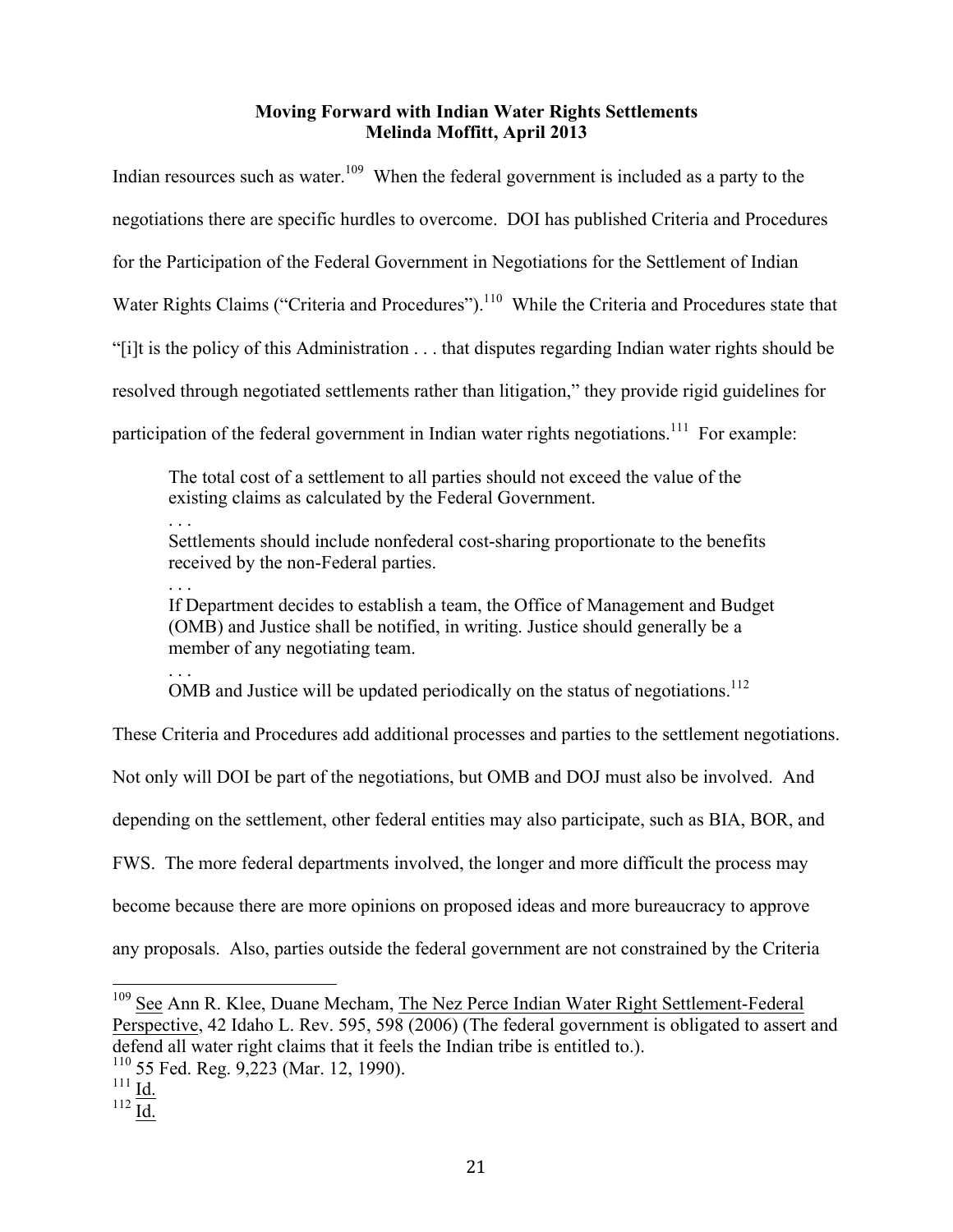Indian resources such as water.[109] When the federal government is included as a party to the negotiations there are specific hurdles to overcome. DOI has published Criteria and Procedures for the Participation of the Federal Government in Negotiations for the Settlement of Indian Water Rights Claims ("Criteria and Procedures").[110] While the Criteria and Procedures state that "[i]t is the policy of this Administration . . . that disputes regarding Indian water rights should be resolved through negotiated settlements rather than litigation," they provide rigid guidelines for participation of the federal government in Indian water rights negotiations.[111] For example:

> The total cost of a settlement to all parties should not exceed the value of the existing claims as calculated by the Federal Government.
> . . .
> Settlements should include nonfederal cost-sharing proportionate to the benefits received by the non-Federal parties.
> . . .
> If Department decides to establish a team, the Office of Management and Budget (OMB) and Justice shall be notified, in writing. Justice should generally be a member of any negotiating team.
> . . .
> OMB and Justice will be updated periodically on the status of negotiations.[112]

These Criteria and Procedures add additional processes and parties to the settlement negotiations. Not only will DOI be part of the negotiations, but OMB and DOJ must also be involved. And depending on the settlement, other federal entities may also participate, such as BIA, BOR, and FWS. The more federal departments involved, the longer and more difficult the process may become because there are more opinions on proposed ideas and more bureaucracy to approve any proposals. Also, parties outside the federal government are not constrained by the Criteria

---

[109] See Ann R. Klee, Duane Mecham, The Nez Perce Indian Water Right Settlement-Federal Perspective, 42 Idaho L. Rev. 595, 598 (2006) (The federal government is obligated to assert and defend all water right claims that it feels the Indian tribe is entitled to.).

[110] 55 Fed. Reg. 9,223 (Mar. 12, 1990).

[111] Id.

[112] Id.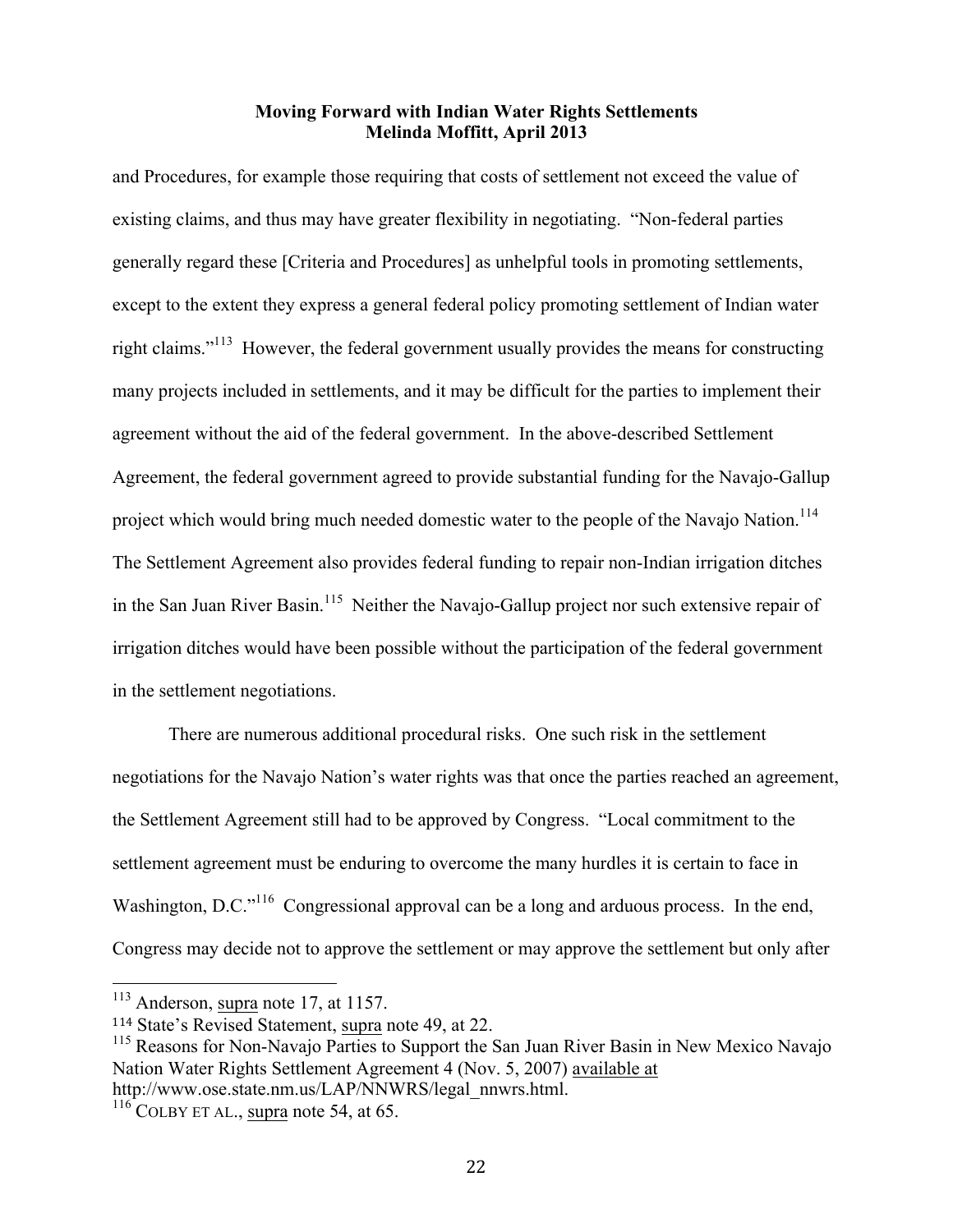and Procedures, for example those requiring that costs of settlement not exceed the value of existing claims, and thus may have greater flexibility in negotiating. "Non-federal parties generally regard these [Criteria and Procedures] as unhelpful tools in promoting settlements, except to the extent they express a general federal policy promoting settlement of Indian water right claims."[113] However, the federal government usually provides the means for constructing many projects included in settlements, and it may be difficult for the parties to implement their agreement without the aid of the federal government. In the above-described Settlement Agreement, the federal government agreed to provide substantial funding for the Navajo-Gallup project which would bring much needed domestic water to the people of the Navajo Nation.[114] The Settlement Agreement also provides federal funding to repair non-Indian irrigation ditches in the San Juan River Basin.[115] Neither the Navajo-Gallup project nor such extensive repair of irrigation ditches would have been possible without the participation of the federal government in the settlement negotiations.

There are numerous additional procedural risks. One such risk in the settlement negotiations for the Navajo Nation's water rights was that once the parties reached an agreement, the Settlement Agreement still had to be approved by Congress. "Local commitment to the settlement agreement must be enduring to overcome the many hurdles it is certain to face in Washington, D.C."[116] Congressional approval can be a long and arduous process. In the end, Congress may decide not to approve the settlement or may approve the settlement but only after

---

[113] Anderson, supra note 17, at 1157.

[114] State's Revised Statement, supra note 49, at 22.

[115] Reasons for Non-Navajo Parties to Support the San Juan River Basin in New Mexico Navajo Nation Water Rights Settlement Agreement 4 (Nov. 5, 2007) available at http://www.ose.state.nm.us/LAP/NNWRS/legal_nnwrs.html.

[116] COLBY ET AL., supra note 54, at 65.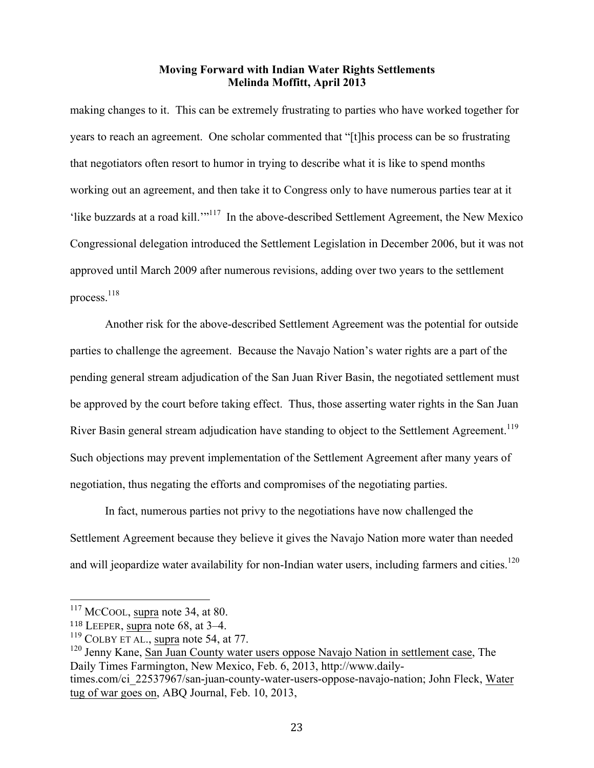making changes to it. This can be extremely frustrating to parties who have worked together for years to reach an agreement. One scholar commented that "[t]his process can be so frustrating that negotiators often resort to humor in trying to describe what it is like to spend months working out an agreement, and then take it to Congress only to have numerous parties tear at it 'like buzzards at a road kill.'"[117] In the above-described Settlement Agreement, the New Mexico Congressional delegation introduced the Settlement Legislation in December 2006, but it was not approved until March 2009 after numerous revisions, adding over two years to the settlement process.[118]

Another risk for the above-described Settlement Agreement was the potential for outside parties to challenge the agreement. Because the Navajo Nation's water rights are a part of the pending general stream adjudication of the San Juan River Basin, the negotiated settlement must be approved by the court before taking effect. Thus, those asserting water rights in the San Juan River Basin general stream adjudication have standing to object to the Settlement Agreement.[119] Such objections may prevent implementation of the Settlement Agreement after many years of negotiation, thus negating the efforts and compromises of the negotiating parties.

In fact, numerous parties not privy to the negotiations have now challenged the Settlement Agreement because they believe it gives the Navajo Nation more water than needed and will jeopardize water availability for non-Indian water users, including farmers and cities.[120]

---

[117] McCool, supra note 34, at 80.

[118] Leeper, supra note 68, at 3–4.

[119] Colby et al., supra note 54, at 77.

[120] Jenny Kane, San Juan County water users oppose Navajo Nation in settlement case, The Daily Times Farmington, New Mexico, Feb. 6, 2013, http://www.daily-times.com/ci_22537967/san-juan-county-water-users-oppose-navajo-nation; John Fleck, Water tug of war goes on, ABQ Journal, Feb. 10, 2013,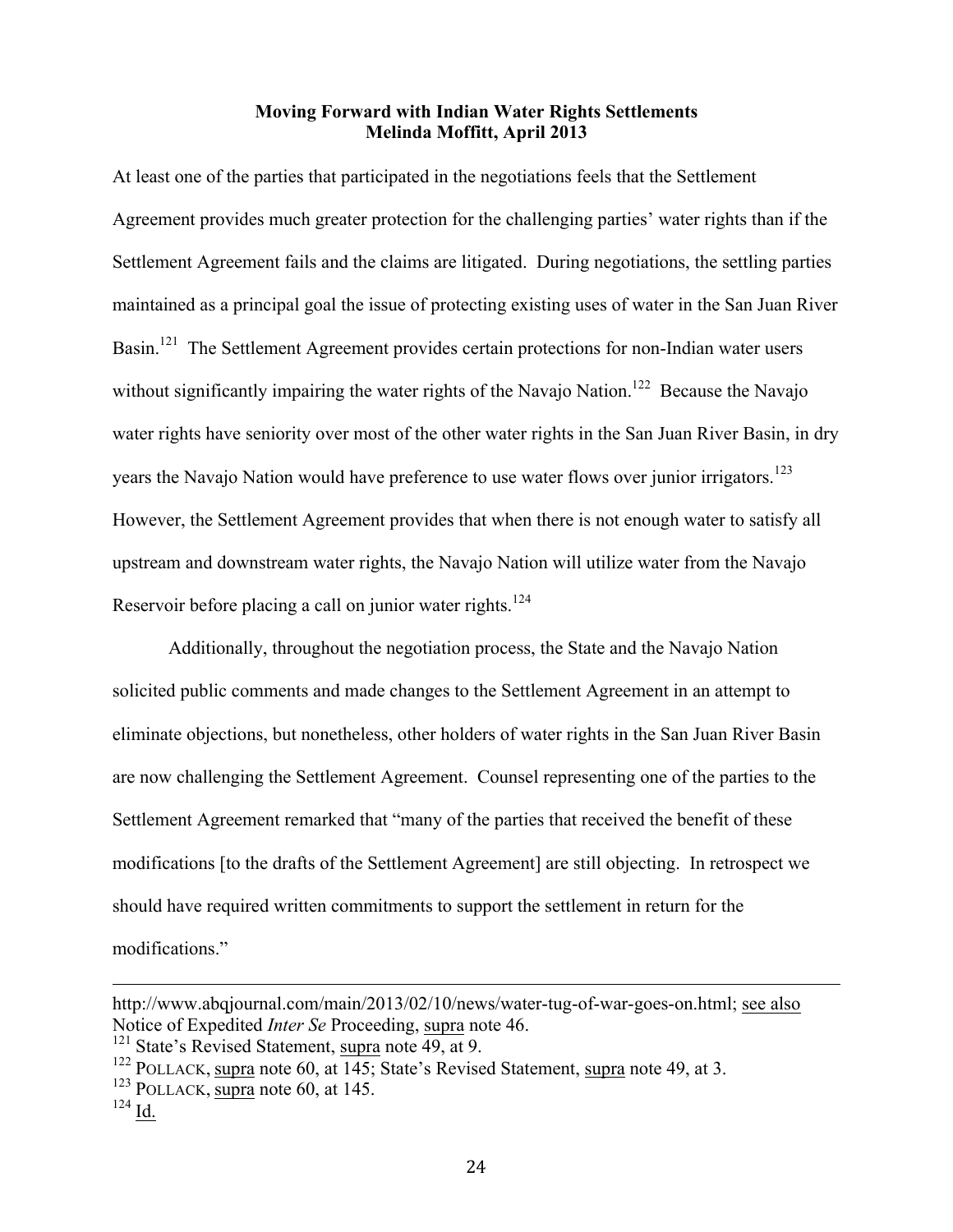At least one of the parties that participated in the negotiations feels that the Settlement Agreement provides much greater protection for the challenging parties' water rights than if the Settlement Agreement fails and the claims are litigated. During negotiations, the settling parties maintained as a principal goal the issue of protecting existing uses of water in the San Juan River Basin.[121] The Settlement Agreement provides certain protections for non-Indian water users without significantly impairing the water rights of the Navajo Nation.[122] Because the Navajo water rights have seniority over most of the other water rights in the San Juan River Basin, in dry years the Navajo Nation would have preference to use water flows over junior irrigators.[123] However, the Settlement Agreement provides that when there is not enough water to satisfy all upstream and downstream water rights, the Navajo Nation will utilize water from the Navajo Reservoir before placing a call on junior water rights.[124]

Additionally, throughout the negotiation process, the State and the Navajo Nation solicited public comments and made changes to the Settlement Agreement in an attempt to eliminate objections, but nonetheless, other holders of water rights in the San Juan River Basin are now challenging the Settlement Agreement. Counsel representing one of the parties to the Settlement Agreement remarked that "many of the parties that received the benefit of these modifications [to the drafts of the Settlement Agreement] are still objecting. In retrospect we should have required written commitments to support the settlement in return for the modifications."

---

http://www.abqjournal.com/main/2013/02/10/news/water-tug-of-war-goes-on.html; see also Notice of Expedited *Inter Se* Proceeding, supra note 46.

[121] State's Revised Statement, supra note 49, at 9.

[122] POLLACK, supra note 60, at 145; State's Revised Statement, supra note 49, at 3.

[123] POLLACK, supra note 60, at 145.

[124] Id.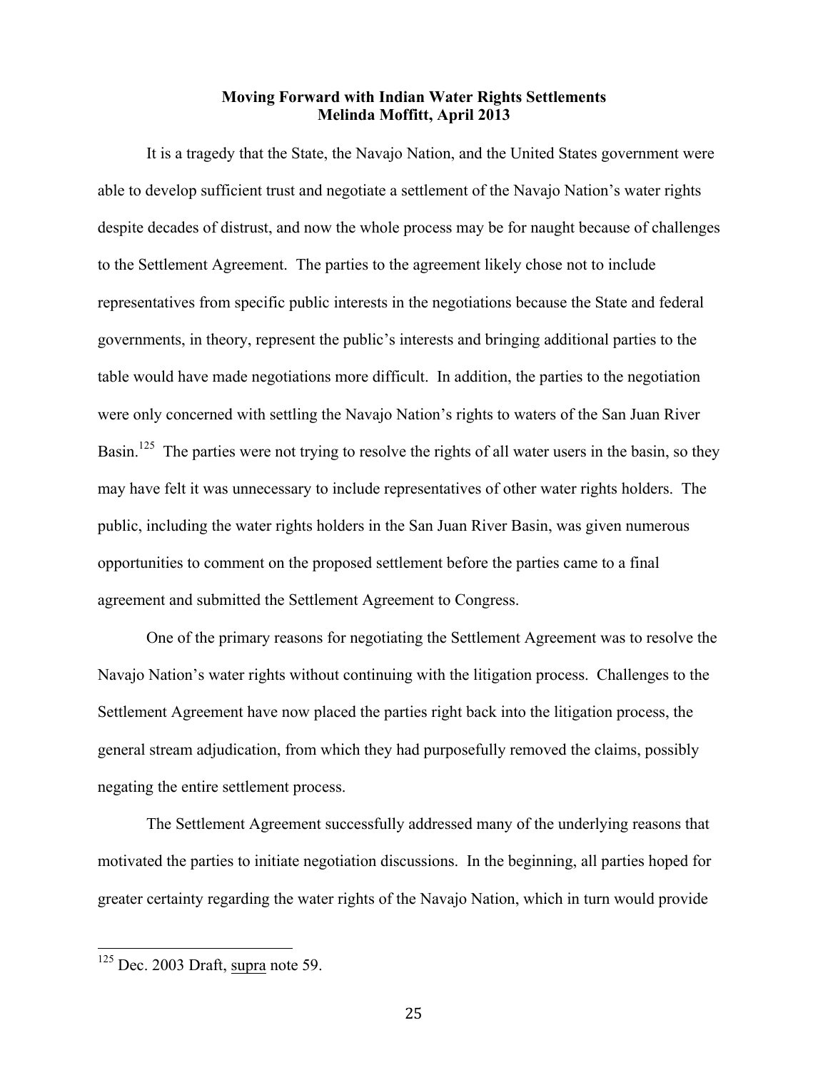**Moving Forward with Indian Water Rights Settlements**
**Melinda Moffitt, April 2013**

It is a tragedy that the State, the Navajo Nation, and the United States government were able to develop sufficient trust and negotiate a settlement of the Navajo Nation's water rights despite decades of distrust, and now the whole process may be for naught because of challenges to the Settlement Agreement. The parties to the agreement likely chose not to include representatives from specific public interests in the negotiations because the State and federal governments, in theory, represent the public's interests and bringing additional parties to the table would have made negotiations more difficult. In addition, the parties to the negotiation were only concerned with settling the Navajo Nation's rights to waters of the San Juan River Basin.[125] The parties were not trying to resolve the rights of all water users in the basin, so they may have felt it was unnecessary to include representatives of other water rights holders. The public, including the water rights holders in the San Juan River Basin, was given numerous opportunities to comment on the proposed settlement before the parties came to a final agreement and submitted the Settlement Agreement to Congress.

One of the primary reasons for negotiating the Settlement Agreement was to resolve the Navajo Nation's water rights without continuing with the litigation process. Challenges to the Settlement Agreement have now placed the parties right back into the litigation process, the general stream adjudication, from which they had purposefully removed the claims, possibly negating the entire settlement process.

The Settlement Agreement successfully addressed many of the underlying reasons that motivated the parties to initiate negotiation discussions. In the beginning, all parties hoped for greater certainty regarding the water rights of the Navajo Nation, which in turn would provide

---

[125] Dec. 2003 Draft, supra note 59.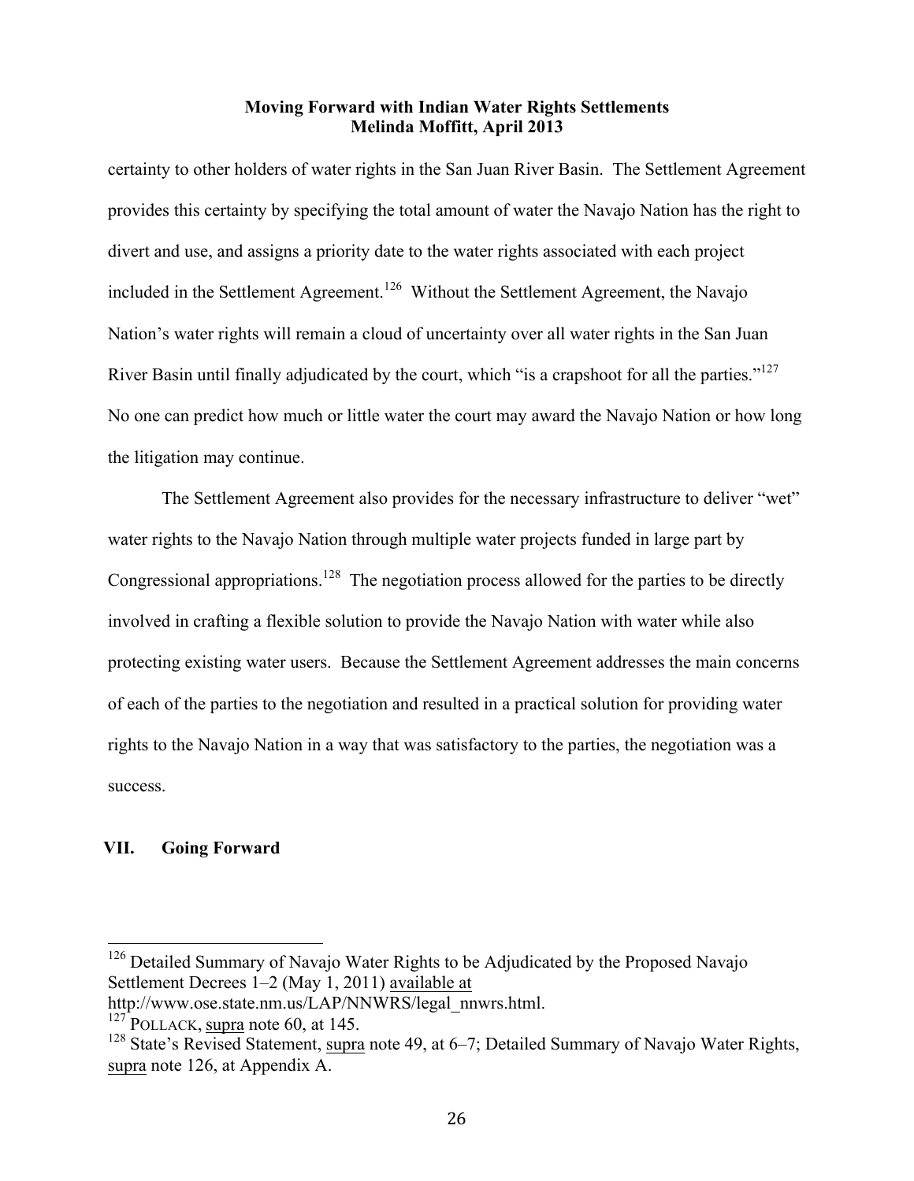certainty to other holders of water rights in the San Juan River Basin. The Settlement Agreement provides this certainty by specifying the total amount of water the Navajo Nation has the right to divert and use, and assigns a priority date to the water rights associated with each project included in the Settlement Agreement.[126] Without the Settlement Agreement, the Navajo Nation's water rights will remain a cloud of uncertainty over all water rights in the San Juan River Basin until finally adjudicated by the court, which "is a crapshoot for all the parties."[127] No one can predict how much or little water the court may award the Navajo Nation or how long the litigation may continue.

The Settlement Agreement also provides for the necessary infrastructure to deliver "wet" water rights to the Navajo Nation through multiple water projects funded in large part by Congressional appropriations.[128] The negotiation process allowed for the parties to be directly involved in crafting a flexible solution to provide the Navajo Nation with water while also protecting existing water users. Because the Settlement Agreement addresses the main concerns of each of the parties to the negotiation and resulted in a practical solution for providing water rights to the Navajo Nation in a way that was satisfactory to the parties, the negotiation was a success.

## VII. Going Forward

---

[126] Detailed Summary of Navajo Water Rights to be Adjudicated by the Proposed Navajo Settlement Decrees 1–2 (May 1, 2011) available at http://www.ose.state.nm.us/LAP/NNWRS/legal_nnwrs.html.

[127] POLLACK, supra note 60, at 145.

[128] State's Revised Statement, supra note 49, at 6–7; Detailed Summary of Navajo Water Rights, supra note 126, at Appendix A.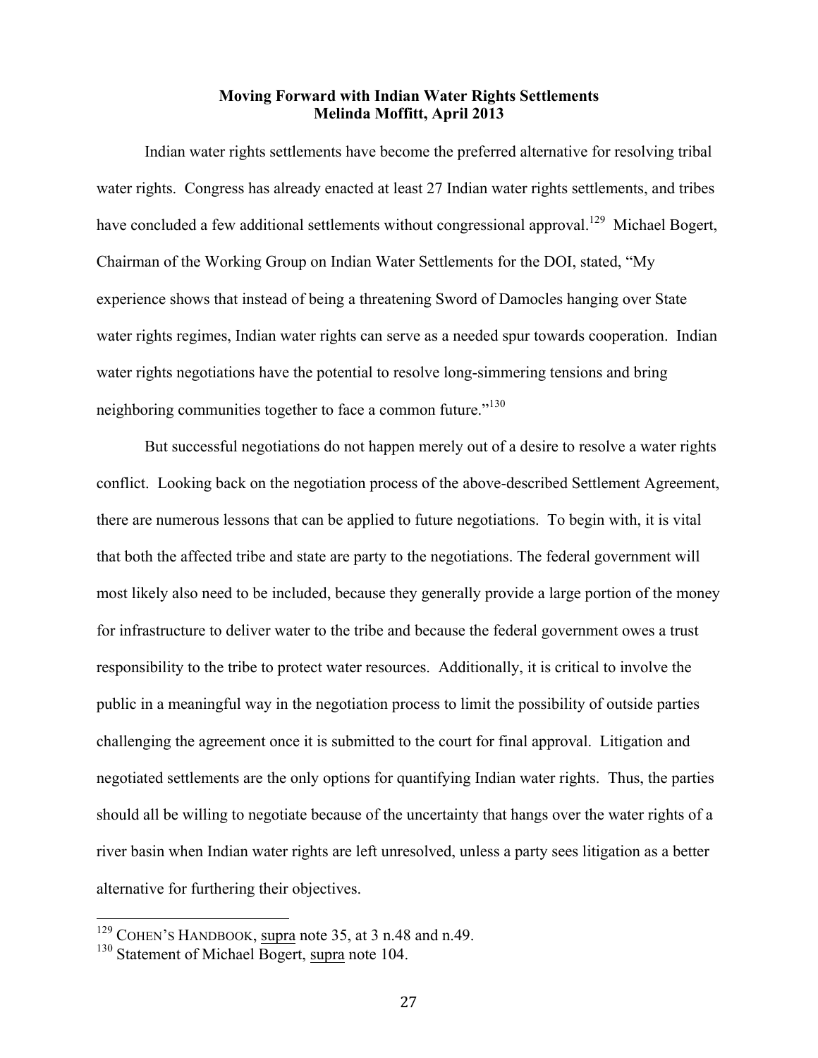**Moving Forward with Indian Water Rights Settlements**
**Melinda Moffitt, April 2013**

Indian water rights settlements have become the preferred alternative for resolving tribal water rights. Congress has already enacted at least 27 Indian water rights settlements, and tribes have concluded a few additional settlements without congressional approval.[129] Michael Bogert, Chairman of the Working Group on Indian Water Settlements for the DOI, stated, "My experience shows that instead of being a threatening Sword of Damocles hanging over State water rights regimes, Indian water rights can serve as a needed spur towards cooperation. Indian water rights negotiations have the potential to resolve long-simmering tensions and bring neighboring communities together to face a common future."[130]

But successful negotiations do not happen merely out of a desire to resolve a water rights conflict. Looking back on the negotiation process of the above-described Settlement Agreement, there are numerous lessons that can be applied to future negotiations. To begin with, it is vital that both the affected tribe and state are party to the negotiations. The federal government will most likely also need to be included, because they generally provide a large portion of the money for infrastructure to deliver water to the tribe and because the federal government owes a trust responsibility to the tribe to protect water resources. Additionally, it is critical to involve the public in a meaningful way in the negotiation process to limit the possibility of outside parties challenging the agreement once it is submitted to the court for final approval. Litigation and negotiated settlements are the only options for quantifying Indian water rights. Thus, the parties should all be willing to negotiate because of the uncertainty that hangs over the water rights of a river basin when Indian water rights are left unresolved, unless a party sees litigation as a better alternative for furthering their objectives.

---

[129] COHEN'S HANDBOOK, supra note 35, at 3 n.48 and n.49.

[130] Statement of Michael Bogert, supra note 104.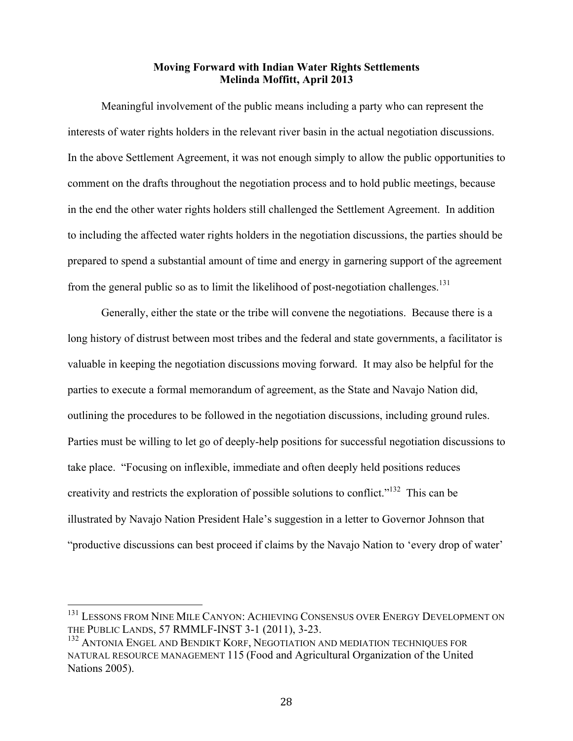Meaningful involvement of the public means including a party who can represent the interests of water rights holders in the relevant river basin in the actual negotiation discussions. In the above Settlement Agreement, it was not enough simply to allow the public opportunities to comment on the drafts throughout the negotiation process and to hold public meetings, because in the end the other water rights holders still challenged the Settlement Agreement. In addition to including the affected water rights holders in the negotiation discussions, the parties should be prepared to spend a substantial amount of time and energy in garnering support of the agreement from the general public so as to limit the likelihood of post-negotiation challenges.[131]

Generally, either the state or the tribe will convene the negotiations. Because there is a long history of distrust between most tribes and the federal and state governments, a facilitator is valuable in keeping the negotiation discussions moving forward. It may also be helpful for the parties to execute a formal memorandum of agreement, as the State and Navajo Nation did, outlining the procedures to be followed in the negotiation discussions, including ground rules. Parties must be willing to let go of deeply-help positions for successful negotiation discussions to take place. "Focusing on inflexible, immediate and often deeply held positions reduces creativity and restricts the exploration of possible solutions to conflict."[132] This can be illustrated by Navajo Nation President Hale's suggestion in a letter to Governor Johnson that "productive discussions can best proceed if claims by the Navajo Nation to 'every drop of water'

---

[131] LESSONS FROM NINE MILE CANYON: ACHIEVING CONSENSUS OVER ENERGY DEVELOPMENT ON THE PUBLIC LANDS, 57 RMMLF-INST 3-1 (2011), 3-23.

[132] ANTONIA ENGEL AND BENDIKT KORF, NEGOTIATION AND MEDIATION TECHNIQUES FOR NATURAL RESOURCE MANAGEMENT 115 (Food and Agricultural Organization of the United Nations 2005).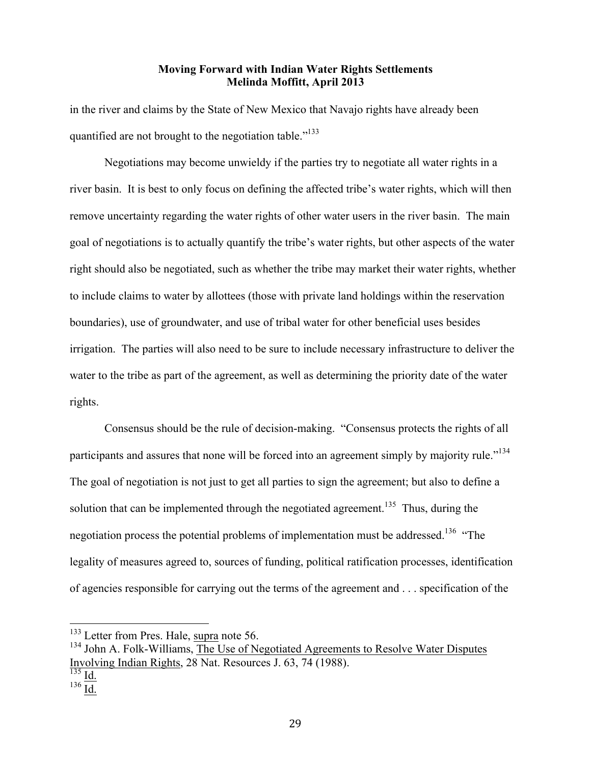in the river and claims by the State of New Mexico that Navajo rights have already been quantified are not brought to the negotiation table."[133]

Negotiations may become unwieldy if the parties try to negotiate all water rights in a river basin. It is best to only focus on defining the affected tribe's water rights, which will then remove uncertainty regarding the water rights of other water users in the river basin. The main goal of negotiations is to actually quantify the tribe's water rights, but other aspects of the water right should also be negotiated, such as whether the tribe may market their water rights, whether to include claims to water by allottees (those with private land holdings within the reservation boundaries), use of groundwater, and use of tribal water for other beneficial uses besides irrigation. The parties will also need to be sure to include necessary infrastructure to deliver the water to the tribe as part of the agreement, as well as determining the priority date of the water rights.

Consensus should be the rule of decision-making. "Consensus protects the rights of all participants and assures that none will be forced into an agreement simply by majority rule."[134] The goal of negotiation is not just to get all parties to sign the agreement; but also to define a solution that can be implemented through the negotiated agreement.[135] Thus, during the negotiation process the potential problems of implementation must be addressed.[136] "The legality of measures agreed to, sources of funding, political ratification processes, identification of agencies responsible for carrying out the terms of the agreement and . . . specification of the

---

[133] Letter from Pres. Hale, supra note 56.

[134] John A. Folk-Williams, The Use of Negotiated Agreements to Resolve Water Disputes Involving Indian Rights, 28 Nat. Resources J. 63, 74 (1988).

[135] Id.

[136] Id.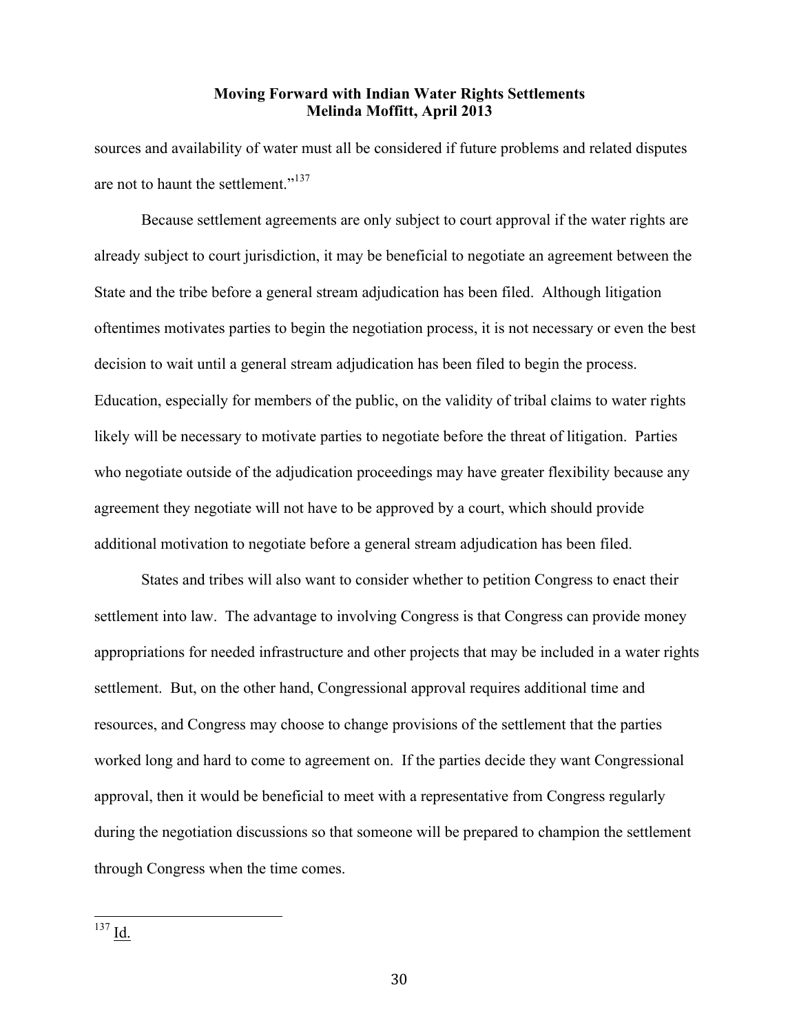sources and availability of water must all be considered if future problems and related disputes are not to haunt the settlement."[137]

Because settlement agreements are only subject to court approval if the water rights are already subject to court jurisdiction, it may be beneficial to negotiate an agreement between the State and the tribe before a general stream adjudication has been filed. Although litigation oftentimes motivates parties to begin the negotiation process, it is not necessary or even the best decision to wait until a general stream adjudication has been filed to begin the process. Education, especially for members of the public, on the validity of tribal claims to water rights likely will be necessary to motivate parties to negotiate before the threat of litigation. Parties who negotiate outside of the adjudication proceedings may have greater flexibility because any agreement they negotiate will not have to be approved by a court, which should provide additional motivation to negotiate before a general stream adjudication has been filed.

States and tribes will also want to consider whether to petition Congress to enact their settlement into law. The advantage to involving Congress is that Congress can provide money appropriations for needed infrastructure and other projects that may be included in a water rights settlement. But, on the other hand, Congressional approval requires additional time and resources, and Congress may choose to change provisions of the settlement that the parties worked long and hard to come to agreement on. If the parties decide they want Congressional approval, then it would be beneficial to meet with a representative from Congress regularly during the negotiation discussions so that someone will be prepared to champion the settlement through Congress when the time comes.

---

[137] Id.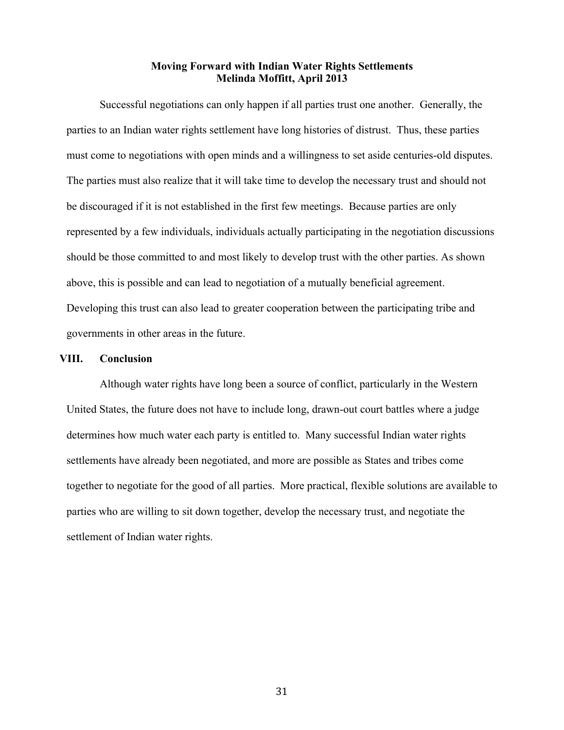Successful negotiations can only happen if all parties trust one another. Generally, the parties to an Indian water rights settlement have long histories of distrust. Thus, these parties must come to negotiations with open minds and a willingness to set aside centuries-old disputes. The parties must also realize that it will take time to develop the necessary trust and should not be discouraged if it is not established in the first few meetings. Because parties are only represented by a few individuals, individuals actually participating in the negotiation discussions should be those committed to and most likely to develop trust with the other parties. As shown above, this is possible and can lead to negotiation of a mutually beneficial agreement. Developing this trust can also lead to greater cooperation between the participating tribe and governments in other areas in the future.

## VIII. Conclusion

Although water rights have long been a source of conflict, particularly in the Western United States, the future does not have to include long, drawn-out court battles where a judge determines how much water each party is entitled to. Many successful Indian water rights settlements have already been negotiated, and more are possible as States and tribes come together to negotiate for the good of all parties. More practical, flexible solutions are available to parties who are willing to sit down together, develop the necessary trust, and negotiate the settlement of Indian water rights.